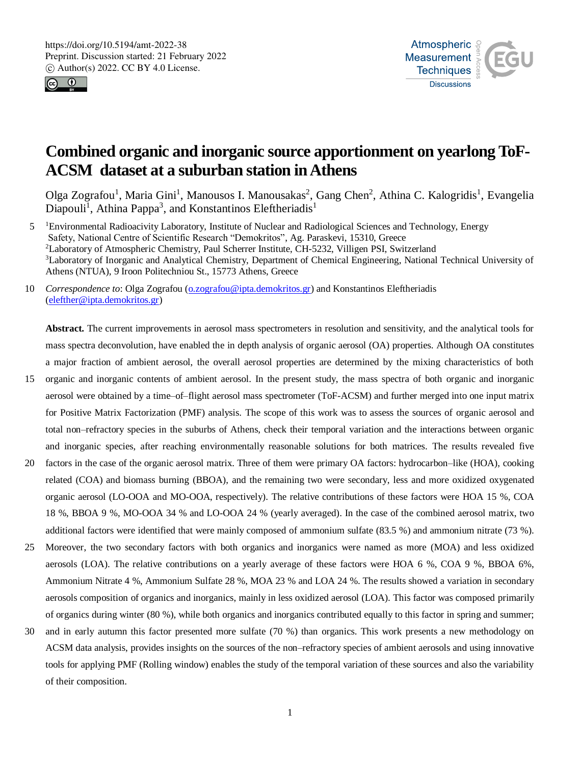# Combined organic and inorganic source apportionment on yearlong ToF-ACSM dataset at a suburban station in Athens

Olga Zografou[1], Maria Gini[1], Manousos I. Manousakas[2], Gang Chen[2], Athina C. Kalogridis[1], Evangelia Diapouli[1], Athina Pappa[3], and Konstantinos Eleftheriadis[1]

[1]Environmental Radioacivity Laboratory, Institute of Nuclear and Radiological Sciences and Technology, Energy Safety, National Centre of Scientific Research "Demokritos", Ag. Paraskevi, 15310, Greece
[2]Laboratory of Atmospheric Chemistry, Paul Scherrer Institute, CH-5232, Villigen PSI, Switzerland
[3]Laboratory of Inorganic and Analytical Chemistry, Department of Chemical Engineering, National Technical University of Athens (NTUA), 9 Iroon Politechniou St., 15773 Athens, Greece

*Correspondence to*: Olga Zografou (o.zografou@ipta.demokritos.gr) and Konstantinos Eleftheriadis (elefther@ipta.demokritos.gr)

**Abstract.** The current improvements in aerosol mass spectrometers in resolution and sensitivity, and the analytical tools for mass spectra deconvolution, have enabled the in depth analysis of organic aerosol (OA) properties. Although OA constitutes a major fraction of ambient aerosol, the overall aerosol properties are determined by the mixing characteristics of both organic and inorganic contents of ambient aerosol. In the present study, the mass spectra of both organic and inorganic aerosol were obtained by a time–of–flight aerosol mass spectrometer (ToF-ACSM) and further merged into one input matrix for Positive Matrix Factorization (PMF) analysis. The scope of this work was to assess the sources of organic aerosol and total non–refractory species in the suburbs of Athens, check their temporal variation and the interactions between organic and inorganic species, after reaching environmentally reasonable solutions for both matrices. The results revealed five factors in the case of the organic aerosol matrix. Three of them were primary OA factors: hydrocarbon–like (HOA), cooking related (COA) and biomass burning (BBOA), and the remaining two were secondary, less and more oxidized oxygenated organic aerosol (LO-OOA and MO-OOA, respectively). The relative contributions of these factors were HOA 15 %, COA 18 %, BBOA 9 %, MO-OOA 34 % and LO-OOA 24 % (yearly averaged). In the case of the combined aerosol matrix, two additional factors were identified that were mainly composed of ammonium sulfate (83.5 %) and ammonium nitrate (73 %). Moreover, the two secondary factors with both organics and inorganics were named as more (MOA) and less oxidized aerosols (LOA). The relative contributions on a yearly average of these factors were HOA 6 %, COA 9 %, BBOA 6%, Ammonium Nitrate 4 %, Ammonium Sulfate 28 %, MOA 23 % and LOA 24 %. The results showed a variation in secondary aerosols composition of organics and inorganics, mainly in less oxidized aerosol (LOA). This factor was composed primarily of organics during winter (80 %), while both organics and inorganics contributed equally to this factor in spring and summer; and in early autumn this factor presented more sulfate (70 %) than organics. This work presents a new methodology on ACSM data analysis, provides insights on the sources of the non–refractory species of ambient aerosols and using innovative tools for applying PMF (Rolling window) enables the study of the temporal variation of these sources and also the variability of their composition.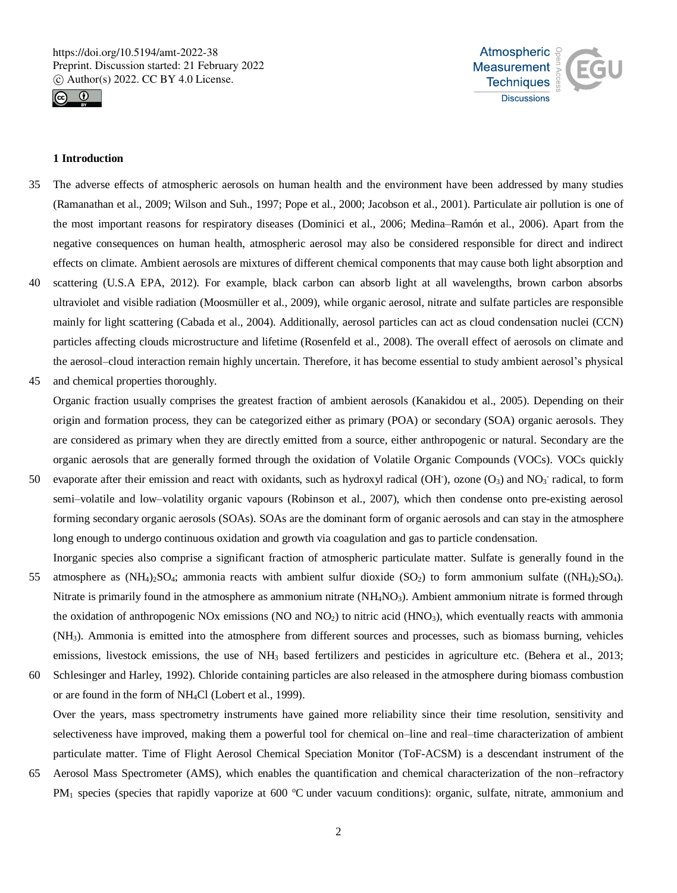## 1 Introduction

The adverse effects of atmospheric aerosols on human health and the environment have been addressed by many studies (Ramanathan et al., 2009; Wilson and Suh., 1997; Pope et al., 2000; Jacobson et al., 2001). Particulate air pollution is one of the most important reasons for respiratory diseases (Dominici et al., 2006; Medina–Ramón et al., 2006). Apart from the negative consequences on human health, atmospheric aerosol may also be considered responsible for direct and indirect effects on climate. Ambient aerosols are mixtures of different chemical components that may cause both light absorption and scattering (U.S.A EPA, 2012). For example, black carbon can absorb light at all wavelengths, brown carbon absorbs ultraviolet and visible radiation (Moosmüller et al., 2009), while organic aerosol, nitrate and sulfate particles are responsible mainly for light scattering (Cabada et al., 2004). Additionally, aerosol particles can act as cloud condensation nuclei (CCN) particles affecting clouds microstructure and lifetime (Rosenfeld et al., 2008). The overall effect of aerosols on climate and the aerosol–cloud interaction remain highly uncertain. Therefore, it has become essential to study ambient aerosol's physical and chemical properties thoroughly.

Organic fraction usually comprises the greatest fraction of ambient aerosols (Kanakidou et al., 2005). Depending on their origin and formation process, they can be categorized either as primary (POA) or secondary (SOA) organic aerosols. They are considered as primary when they are directly emitted from a source, either anthropogenic or natural. Secondary are the organic aerosols that are generally formed through the oxidation of Volatile Organic Compounds (VOCs). VOCs quickly evaporate after their emission and react with oxidants, such as hydroxyl radical ($OH^{-}$), ozone ($O_3$) and $NO_3^{-}$ radical, to form semi–volatile and low–volatility organic vapours (Robinson et al., 2007), which then condense onto pre-existing aerosol forming secondary organic aerosols (SOAs). SOAs are the dominant form of organic aerosols and can stay in the atmosphere long enough to undergo continuous oxidation and growth via coagulation and gas to particle condensation.

Inorganic species also comprise a significant fraction of atmospheric particulate matter. Sulfate is generally found in the atmosphere as $(NH_4)_2SO_4$; ammonia reacts with ambient sulfur dioxide ($SO_2$) to form ammonium sulfate ($(NH_4)_2SO_4$). Nitrate is primarily found in the atmosphere as ammonium nitrate ($NH_4NO_3$). Ambient ammonium nitrate is formed through the oxidation of anthropogenic NOx emissions (NO and $NO_2$) to nitric acid ($HNO_3$), which eventually reacts with ammonia ($NH_3$). Ammonia is emitted into the atmosphere from different sources and processes, such as biomass burning, vehicles emissions, livestock emissions, the use of $NH_3$ based fertilizers and pesticides in agriculture etc. (Behera et al., 2013; Schlesinger and Harley, 1992). Chloride containing particles are also released in the atmosphere during biomass combustion or are found in the form of $NH_4Cl$ (Lobert et al., 1999).

Over the years, mass spectrometry instruments have gained more reliability since their time resolution, sensitivity and selectiveness have improved, making them a powerful tool for chemical on–line and real–time characterization of ambient particulate matter. Time of Flight Aerosol Chemical Speciation Monitor (ToF-ACSM) is a descendant instrument of the Aerosol Mass Spectrometer (AMS), which enables the quantification and chemical characterization of the non–refractory $PM_1$ species (species that rapidly vaporize at 600 ºC under vacuum conditions): organic, sulfate, nitrate, ammonium and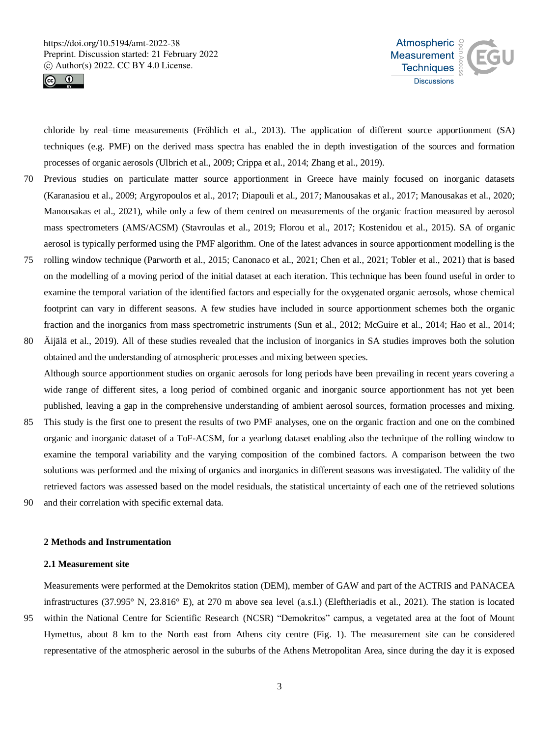chloride by real–time measurements (Fröhlich et al., 2013). The application of different source apportionment (SA) techniques (e.g. PMF) on the derived mass spectra has enabled the in depth investigation of the sources and formation processes of organic aerosols (Ulbrich et al., 2009; Crippa et al., 2014; Zhang et al., 2019).

Previous studies on particulate matter source apportionment in Greece have mainly focused on inorganic datasets (Karanasiou et al., 2009; Argyropoulos et al., 2017; Diapouli et al., 2017; Manousakas et al., 2017; Manousakas et al., 2020; Manousakas et al., 2021), while only a few of them centred on measurements of the organic fraction measured by aerosol mass spectrometers (AMS/ACSM) (Stavroulas et al., 2019; Florou et al., 2017; Kostenidou et al., 2015). SA of organic aerosol is typically performed using the PMF algorithm. One of the latest advances in source apportionment modelling is the rolling window technique (Parworth et al., 2015; Canonaco et al., 2021; Chen et al., 2021; Tobler et al., 2021) that is based on the modelling of a moving period of the initial dataset at each iteration. This technique has been found useful in order to examine the temporal variation of the identified factors and especially for the oxygenated organic aerosols, whose chemical footprint can vary in different seasons. A few studies have included in source apportionment schemes both the organic fraction and the inorganics from mass spectrometric instruments (Sun et al., 2012; McGuire et al., 2014; Hao et al., 2014; Äijälä et al., 2019). All of these studies revealed that the inclusion of inorganics in SA studies improves both the solution obtained and the understanding of atmospheric processes and mixing between species.

Although source apportionment studies on organic aerosols for long periods have been prevailing in recent years covering a wide range of different sites, a long period of combined organic and inorganic source apportionment has not yet been published, leaving a gap in the comprehensive understanding of ambient aerosol sources, formation processes and mixing. This study is the first one to present the results of two PMF analyses, one on the organic fraction and one on the combined organic and inorganic dataset of a ToF-ACSM, for a yearlong dataset enabling also the technique of the rolling window to examine the temporal variability and the varying composition of the combined factors. A comparison between the two solutions was performed and the mixing of organics and inorganics in different seasons was investigated. The validity of the retrieved factors was assessed based on the model residuals, the statistical uncertainty of each one of the retrieved solutions and their correlation with specific external data.

## 2 Methods and Instrumentation

### 2.1 Measurement site

Measurements were performed at the Demokritos station (DEM), member of GAW and part of the ACTRIS and PANACEA infrastructures (37.995° N, 23.816° E), at 270 m above sea level (a.s.l.) (Eleftheriadis et al., 2021). The station is located within the National Centre for Scientific Research (NCSR) "Demokritos" campus, a vegetated area at the foot of Mount Hymettus, about 8 km to the North east from Athens city centre (Fig. 1). The measurement site can be considered representative of the atmospheric aerosol in the suburbs of the Athens Metropolitan Area, since during the day it is exposed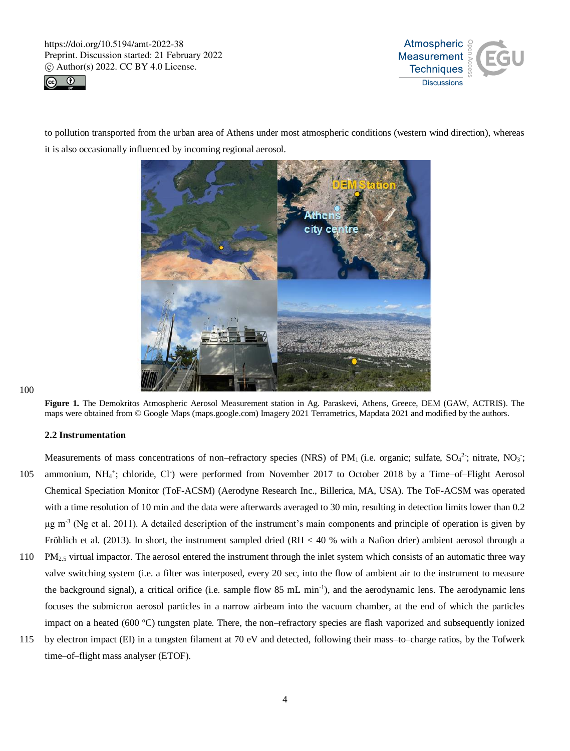to pollution transported from the urban area of Athens under most atmospheric conditions (western wind direction), whereas it is also occasionally influenced by incoming regional aerosol.

**Figure 1.** The Demokritos Atmospheric Aerosol Measurement station in Ag. Paraskevi, Athens, Greece, DEM (GAW, ACTRIS). The maps were obtained from © Google Maps (maps.google.com) Imagery 2021 Terrametrics, Mapdata 2021 and modified by the authors.

### 2.2 Instrumentation

Measurements of mass concentrations of non–refractory species (NRS) of $PM_1$ (i.e. organic; sulfate, $SO_4^{2-}$; nitrate, $NO_3^-$; ammonium, $NH_4^+$; chloride, $Cl^-$) were performed from November 2017 to October 2018 by a Time–of–Flight Aerosol Chemical Speciation Monitor (ToF-ACSM) (Aerodyne Research Inc., Billerica, MA, USA). The ToF-ACSM was operated with a time resolution of 10 min and the data were afterwards averaged to 30 min, resulting in detection limits lower than 0.2 μg $m^{-3}$ (Ng et al. 2011). A detailed description of the instrument's main components and principle of operation is given by Fröhlich et al. (2013). In short, the instrument sampled dried (RH < 40 % with a Nafion drier) ambient aerosol through a $PM_{2.5}$ virtual impactor. The aerosol entered the instrument through the inlet system which consists of an automatic three way valve switching system (i.e. a filter was interposed, every 20 sec, into the flow of ambient air to the instrument to measure the background signal), a critical orifice (i.e. sample flow 85 mL $min^{-1}$), and the aerodynamic lens. The aerodynamic lens focuses the submicron aerosol particles in a narrow airbeam into the vacuum chamber, at the end of which the particles impact on a heated (600 °C) tungsten plate. There, the non–refractory species are flash vaporized and subsequently ionized by electron impact (EI) in a tungsten filament at 70 eV and detected, following their mass–to–charge ratios, by the Tofwerk time–of–flight mass analyser (ETOF).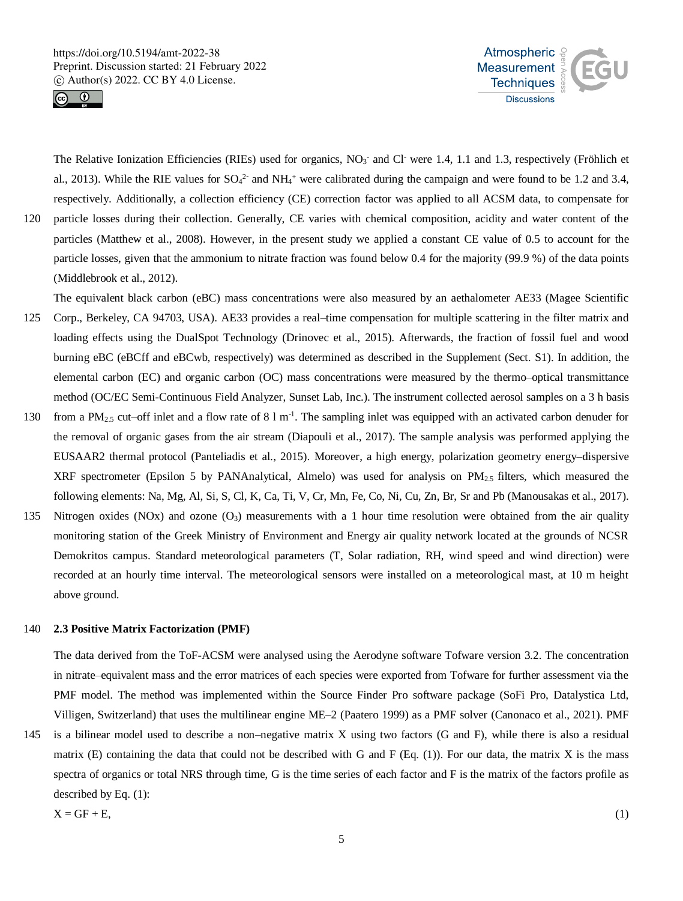The Relative Ionization Efficiencies (RIEs) used for organics, $NO_3^-$ and $Cl^-$ were 1.4, 1.1 and 1.3, respectively (Fröhlich et al., 2013). While the RIE values for $SO_4^{2-}$ and $NH_4^+$ were calibrated during the campaign and were found to be 1.2 and 3.4, respectively. Additionally, a collection efficiency (CE) correction factor was applied to all ACSM data, to compensate for particle losses during their collection. Generally, CE varies with chemical composition, acidity and water content of the particles (Matthew et al., 2008). However, in the present study we applied a constant CE value of 0.5 to account for the particle losses, given that the ammonium to nitrate fraction was found below 0.4 for the majority (99.9 %) of the data points (Middlebrook et al., 2012).

The equivalent black carbon (eBC) mass concentrations were also measured by an aethalometer AE33 (Magee Scientific Corp., Berkeley, CA 94703, USA). AE33 provides a real–time compensation for multiple scattering in the filter matrix and loading effects using the DualSpot Technology (Drinovec et al., 2015). Afterwards, the fraction of fossil fuel and wood burning eBC (eBCff and eBCwb, respectively) was determined as described in the Supplement (Sect. S1). In addition, the elemental carbon (EC) and organic carbon (OC) mass concentrations were measured by the thermo–optical transmittance method (OC/EC Semi-Continuous Field Analyzer, Sunset Lab, Inc.). The instrument collected aerosol samples on a 3 h basis from a $PM_{2.5}$ cut–off inlet and a flow rate of 8 l $m^{-1}$. The sampling inlet was equipped with an activated carbon denuder for the removal of organic gases from the air stream (Diapouli et al., 2017). The sample analysis was performed applying the EUSAAR2 thermal protocol (Panteliadis et al., 2015). Moreover, a high energy, polarization geometry energy–dispersive XRF spectrometer (Epsilon 5 by PANAnalytical, Almelo) was used for analysis on $PM_{2.5}$ filters, which measured the following elements: Na, Mg, Al, Si, S, Cl, K, Ca, Ti, V, Cr, Mn, Fe, Co, Ni, Cu, Zn, Br, Sr and Pb (Manousakas et al., 2017). Nitrogen oxides (NOx) and ozone ($O_3$) measurements with a 1 hour time resolution were obtained from the air quality monitoring station of the Greek Ministry of Environment and Energy air quality network located at the grounds of NCSR Demokritos campus. Standard meteorological parameters (T, Solar radiation, RH, wind speed and wind direction) were recorded at an hourly time interval. The meteorological sensors were installed on a meteorological mast, at 10 m height above ground.

## 2.3 Positive Matrix Factorization (PMF)

The data derived from the ToF-ACSM were analysed using the Aerodyne software Tofware version 3.2. The concentration in nitrate–equivalent mass and the error matrices of each species were exported from Tofware for further assessment via the PMF model. The method was implemented within the Source Finder Pro software package (SoFi Pro, Datalystica Ltd, Villigen, Switzerland) that uses the multilinear engine ME–2 (Paatero 1999) as a PMF solver (Canonaco et al., 2021). PMF is a bilinear model used to describe a non–negative matrix X using two factors (G and F), while there is also a residual matrix (E) containing the data that could not be described with G and F (Eq. (1)). For our data, the matrix X is the mass spectra of organics or total NRS through time, G is the time series of each factor and F is the matrix of the factors profile as described by Eq. (1):

$$X = GF + E, \tag{1}$$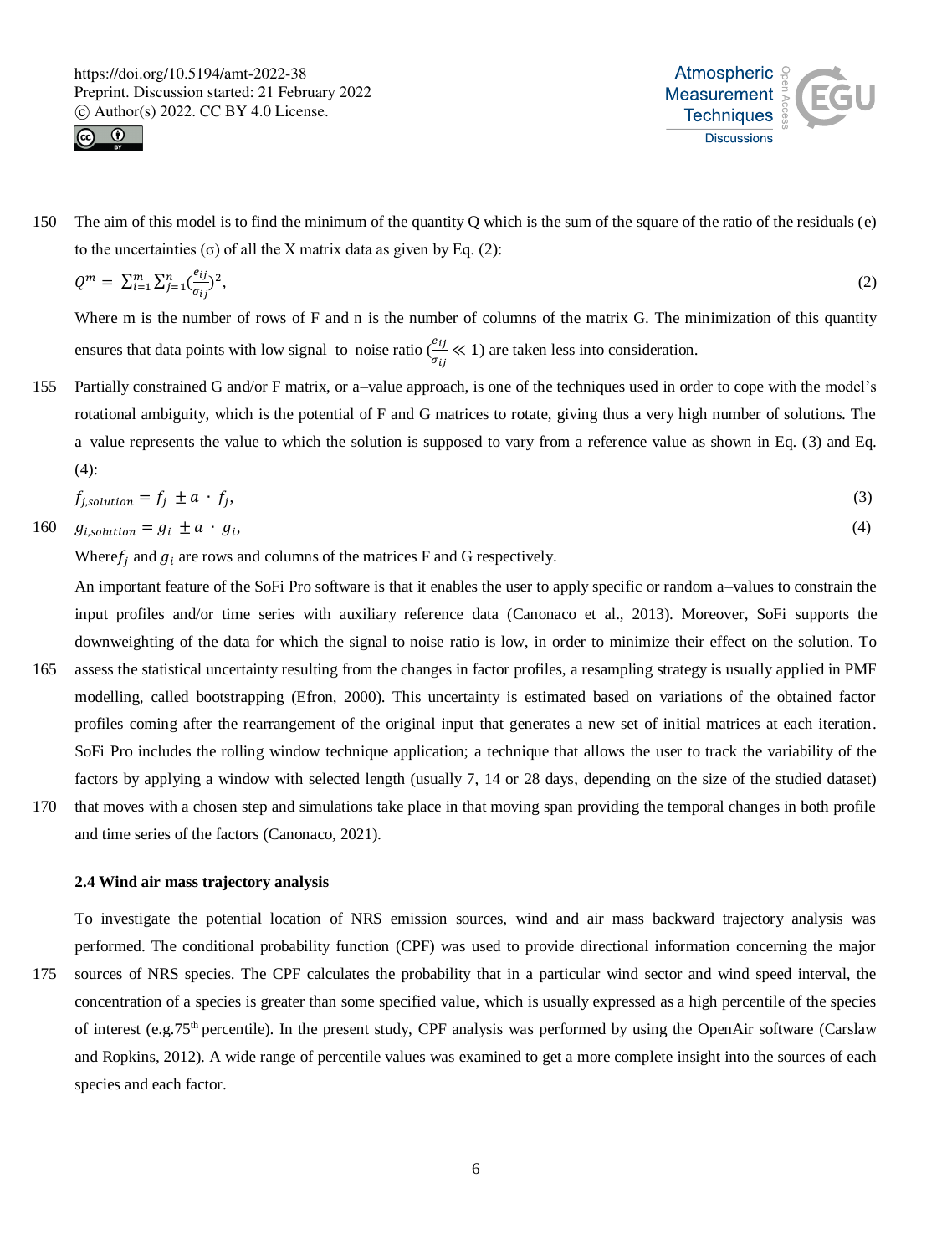The aim of this model is to find the minimum of the quantity Q which is the sum of the square of the ratio of the residuals (e) to the uncertainties (σ) of all the X matrix data as given by Eq. (2):

$$Q^m = \sum_{i=1}^{m} \sum_{j=1}^{n} \left(\frac{e_{ij}}{\sigma_{ij}}\right)^2, \tag{2}$$

Where m is the number of rows of F and n is the number of columns of the matrix G. The minimization of this quantity ensures that data points with low signal–to–noise ratio ($\frac{e_{ij}}{\sigma_{ij}} \ll 1$) are taken less into consideration.

Partially constrained G and/or F matrix, or a–value approach, is one of the techniques used in order to cope with the model's rotational ambiguity, which is the potential of F and G matrices to rotate, giving thus a very high number of solutions. The a–value represents the value to which the solution is supposed to vary from a reference value as shown in Eq. (3) and Eq. (4):

$$f_{j,solution} = f_j \pm a \cdot f_j, \tag{3}$$

$$g_{i,solution} = g_i \pm a \cdot g_i, \tag{4}$$

Where $f_j$ and $g_i$ are rows and columns of the matrices F and G respectively.

An important feature of the SoFi Pro software is that it enables the user to apply specific or random a–values to constrain the input profiles and/or time series with auxiliary reference data (Canonaco et al., 2013). Moreover, SoFi supports the downweighting of the data for which the signal to noise ratio is low, in order to minimize their effect on the solution. To assess the statistical uncertainty resulting from the changes in factor profiles, a resampling strategy is usually applied in PMF modelling, called bootstrapping (Efron, 2000). This uncertainty is estimated based on variations of the obtained factor profiles coming after the rearrangement of the original input that generates a new set of initial matrices at each iteration. SoFi Pro includes the rolling window technique application; a technique that allows the user to track the variability of the factors by applying a window with selected length (usually 7, 14 or 28 days, depending on the size of the studied dataset) that moves with a chosen step and simulations take place in that moving span providing the temporal changes in both profile and time series of the factors (Canonaco, 2021).

### 2.4 Wind air mass trajectory analysis

To investigate the potential location of NRS emission sources, wind and air mass backward trajectory analysis was performed. The conditional probability function (CPF) was used to provide directional information concerning the major sources of NRS species. The CPF calculates the probability that in a particular wind sector and wind speed interval, the concentration of a species is greater than some specified value, which is usually expressed as a high percentile of the species of interest (e.g.75th percentile). In the present study, CPF analysis was performed by using the OpenAir software (Carslaw and Ropkins, 2012). A wide range of percentile values was examined to get a more complete insight into the sources of each species and each factor.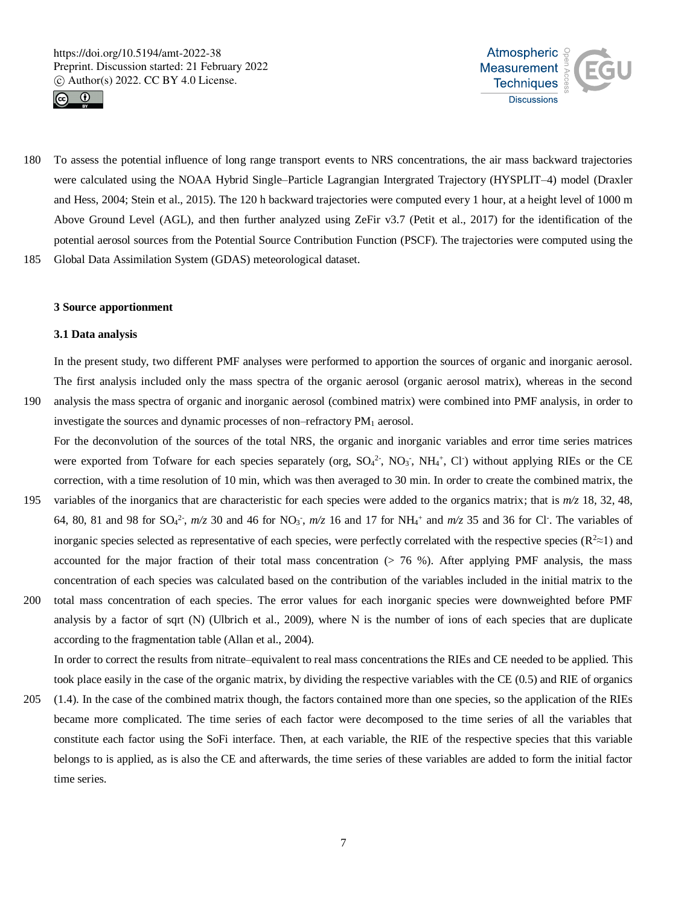To assess the potential influence of long range transport events to NRS concentrations, the air mass backward trajectories were calculated using the NOAA Hybrid Single–Particle Lagrangian Intergrated Trajectory (HYSPLIT–4) model (Draxler and Hess, 2004; Stein et al., 2015). The 120 h backward trajectories were computed every 1 hour, at a height level of 1000 m Above Ground Level (AGL), and then further analyzed using ZeFir v3.7 (Petit et al., 2017) for the identification of the potential aerosol sources from the Potential Source Contribution Function (PSCF). The trajectories were computed using the Global Data Assimilation System (GDAS) meteorological dataset.

## 3 Source apportionment

### 3.1 Data analysis

In the present study, two different PMF analyses were performed to apportion the sources of organic and inorganic aerosol. The first analysis included only the mass spectra of the organic aerosol (organic aerosol matrix), whereas in the second analysis the mass spectra of organic and inorganic aerosol (combined matrix) were combined into PMF analysis, in order to investigate the sources and dynamic processes of non–refractory $PM_1$ aerosol.

For the deconvolution of the sources of the total NRS, the organic and inorganic variables and error time series matrices were exported from Tofware for each species separately (org, $SO_4^{2-}$, $NO_3^-$, $NH_4^+$, $Cl^-$) without applying RIEs or the CE correction, with a time resolution of 10 min, which was then averaged to 30 min. In order to create the combined matrix, the variables of the inorganics that are characteristic for each species were added to the organics matrix; that is *m/z* 18, 32, 48, 64, 80, 81 and 98 for $SO_4^{2-}$, *m/z* 30 and 46 for $NO_3^-$, *m/z* 16 and 17 for $NH_4^+$ and *m/z* 35 and 36 for $Cl^-$. The variables of inorganic species selected as representative of each species, were perfectly correlated with the respective species ($R^2 \approx 1$) and accounted for the major fraction of their total mass concentration (> 76 %). After applying PMF analysis, the mass concentration of each species was calculated based on the contribution of the variables included in the initial matrix to the total mass concentration of each species. The error values for each inorganic species were downweighted before PMF analysis by a factor of sqrt (N) (Ulbrich et al., 2009), where N is the number of ions of each species that are duplicate according to the fragmentation table (Allan et al., 2004).

In order to correct the results from nitrate–equivalent to real mass concentrations the RIEs and CE needed to be applied. This took place easily in the case of the organic matrix, by dividing the respective variables with the CE (0.5) and RIE of organics (1.4). In the case of the combined matrix though, the factors contained more than one species, so the application of the RIEs became more complicated. The time series of each factor were decomposed to the time series of all the variables that constitute each factor using the SoFi interface. Then, at each variable, the RIE of the respective species that this variable belongs to is applied, as is also the CE and afterwards, the time series of these variables are added to form the initial factor time series.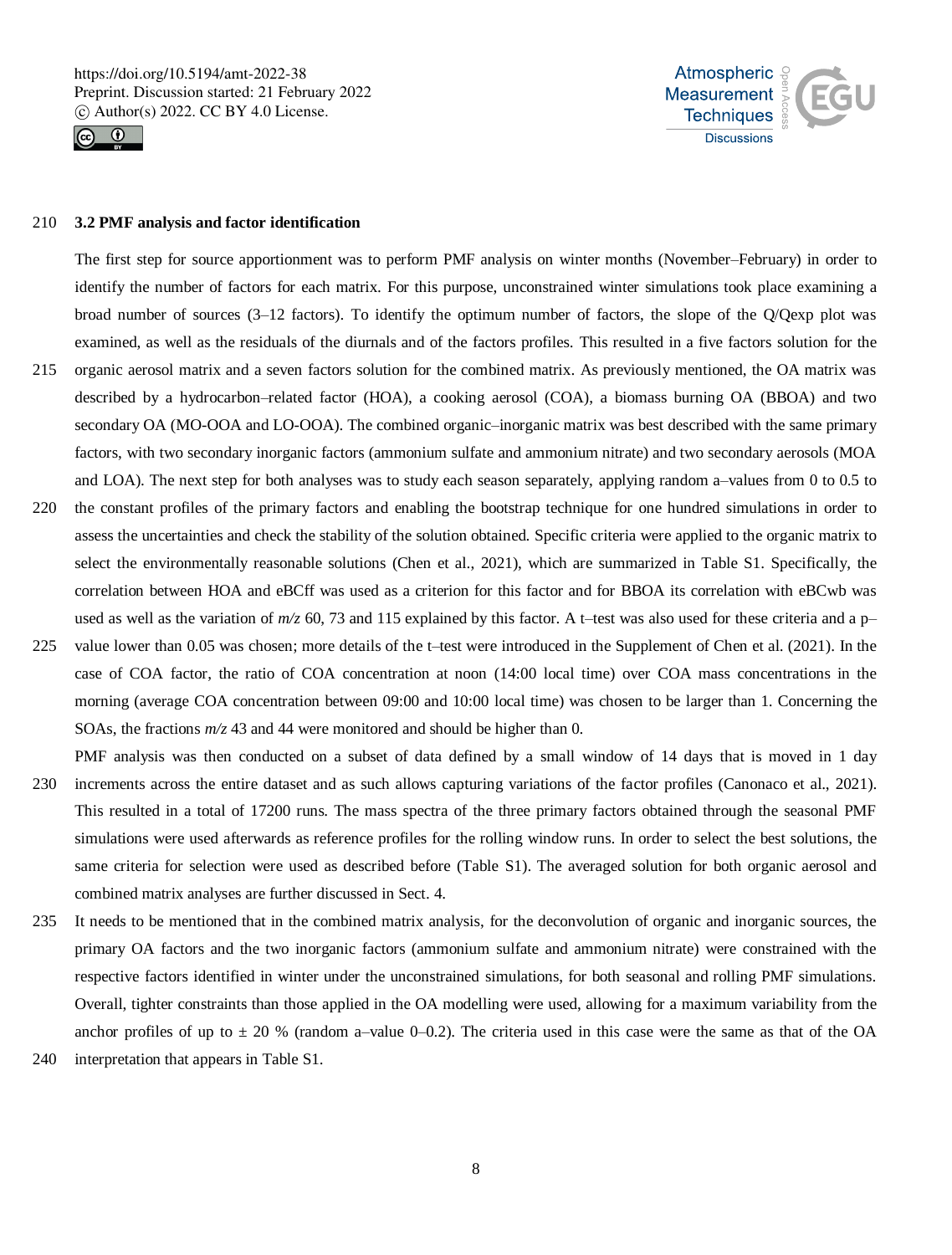### 3.2 PMF analysis and factor identification

The first step for source apportionment was to perform PMF analysis on winter months (November–February) in order to identify the number of factors for each matrix. For this purpose, unconstrained winter simulations took place examining a broad number of sources (3–12 factors). To identify the optimum number of factors, the slope of the Q/Qexp plot was examined, as well as the residuals of the diurnals and of the factors profiles. This resulted in a five factors solution for the organic aerosol matrix and a seven factors solution for the combined matrix. As previously mentioned, the OA matrix was described by a hydrocarbon–related factor (HOA), a cooking aerosol (COA), a biomass burning OA (BBOA) and two secondary OA (MO-OOA and LO-OOA). The combined organic–inorganic matrix was best described with the same primary factors, with two secondary inorganic factors (ammonium sulfate and ammonium nitrate) and two secondary aerosols (MOA and LOA). The next step for both analyses was to study each season separately, applying random a–values from 0 to 0.5 to the constant profiles of the primary factors and enabling the bootstrap technique for one hundred simulations in order to assess the uncertainties and check the stability of the solution obtained. Specific criteria were applied to the organic matrix to select the environmentally reasonable solutions (Chen et al., 2021), which are summarized in Table S1. Specifically, the correlation between HOA and eBCff was used as a criterion for this factor and for BBOA its correlation with eBCwb was used as well as the variation of *m/z* 60, 73 and 115 explained by this factor. A t–test was also used for these criteria and a p–value lower than 0.05 was chosen; more details of the t–test were introduced in the Supplement of Chen et al. (2021). In the case of COA factor, the ratio of COA concentration at noon (14:00 local time) over COA mass concentrations in the morning (average COA concentration between 09:00 and 10:00 local time) was chosen to be larger than 1. Concerning the SOAs, the fractions *m/z* 43 and 44 were monitored and should be higher than 0.

PMF analysis was then conducted on a subset of data defined by a small window of 14 days that is moved in 1 day increments across the entire dataset and as such allows capturing variations of the factor profiles (Canonaco et al., 2021). This resulted in a total of 17200 runs. The mass spectra of the three primary factors obtained through the seasonal PMF simulations were used afterwards as reference profiles for the rolling window runs. In order to select the best solutions, the same criteria for selection were used as described before (Table S1). The averaged solution for both organic aerosol and combined matrix analyses are further discussed in Sect. 4.

It needs to be mentioned that in the combined matrix analysis, for the deconvolution of organic and inorganic sources, the primary OA factors and the two inorganic factors (ammonium sulfate and ammonium nitrate) were constrained with the respective factors identified in winter under the unconstrained simulations, for both seasonal and rolling PMF simulations. Overall, tighter constraints than those applied in the OA modelling were used, allowing for a maximum variability from the anchor profiles of up to $\pm$ 20 % (random a–value 0–0.2). The criteria used in this case were the same as that of the OA interpretation that appears in Table S1.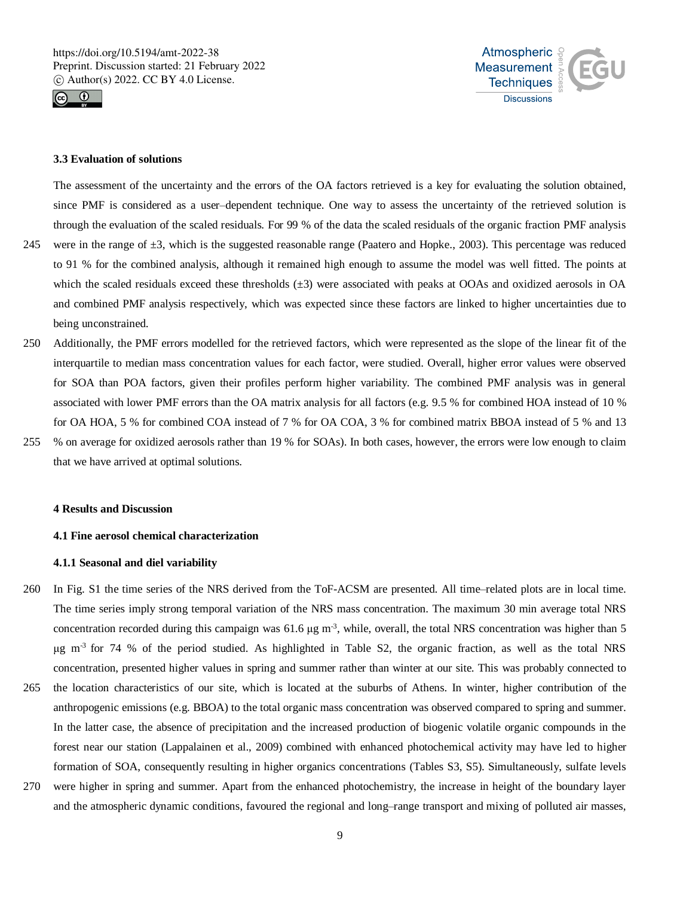### 3.3 Evaluation of solutions

The assessment of the uncertainty and the errors of the OA factors retrieved is a key for evaluating the solution obtained, since PMF is considered as a user–dependent technique. One way to assess the uncertainty of the retrieved solution is through the evaluation of the scaled residuals. For 99 % of the data the scaled residuals of the organic fraction PMF analysis were in the range of ±3, which is the suggested reasonable range (Paatero and Hopke., 2003). This percentage was reduced to 91 % for the combined analysis, although it remained high enough to assume the model was well fitted. The points at which the scaled residuals exceed these thresholds (±3) were associated with peaks at OOAs and oxidized aerosols in OA and combined PMF analysis respectively, which was expected since these factors are linked to higher uncertainties due to being unconstrained.

Additionally, the PMF errors modelled for the retrieved factors, which were represented as the slope of the linear fit of the interquartile to median mass concentration values for each factor, were studied. Overall, higher error values were observed for SOA than POA factors, given their profiles perform higher variability. The combined PMF analysis was in general associated with lower PMF errors than the OA matrix analysis for all factors (e.g. 9.5 % for combined HOA instead of 10 % for OA HOA, 5 % for combined COA instead of 7 % for OA COA, 3 % for combined matrix BBOA instead of 5 % and 13 % on average for oxidized aerosols rather than 19 % for SOAs). In both cases, however, the errors were low enough to claim that we have arrived at optimal solutions.

## 4 Results and Discussion

### 4.1 Fine aerosol chemical characterization

#### 4.1.1 Seasonal and diel variability

In Fig. S1 the time series of the NRS derived from the ToF-ACSM are presented. All time–related plots are in local time. The time series imply strong temporal variation of the NRS mass concentration. The maximum 30 min average total NRS concentration recorded during this campaign was 61.6 μg m$^{-3}$, while, overall, the total NRS concentration was higher than 5 μg m$^{-3}$ for 74 % of the period studied. As highlighted in Table S2, the organic fraction, as well as the total NRS concentration, presented higher values in spring and summer rather than winter at our site. This was probably connected to the location characteristics of our site, which is located at the suburbs of Athens. In winter, higher contribution of the anthropogenic emissions (e.g. BBOA) to the total organic mass concentration was observed compared to spring and summer. In the latter case, the absence of precipitation and the increased production of biogenic volatile organic compounds in the forest near our station (Lappalainen et al., 2009) combined with enhanced photochemical activity may have led to higher formation of SOA, consequently resulting in higher organics concentrations (Tables S3, S5). Simultaneously, sulfate levels were higher in spring and summer. Apart from the enhanced photochemistry, the increase in height of the boundary layer and the atmospheric dynamic conditions, favoured the regional and long–range transport and mixing of polluted air masses,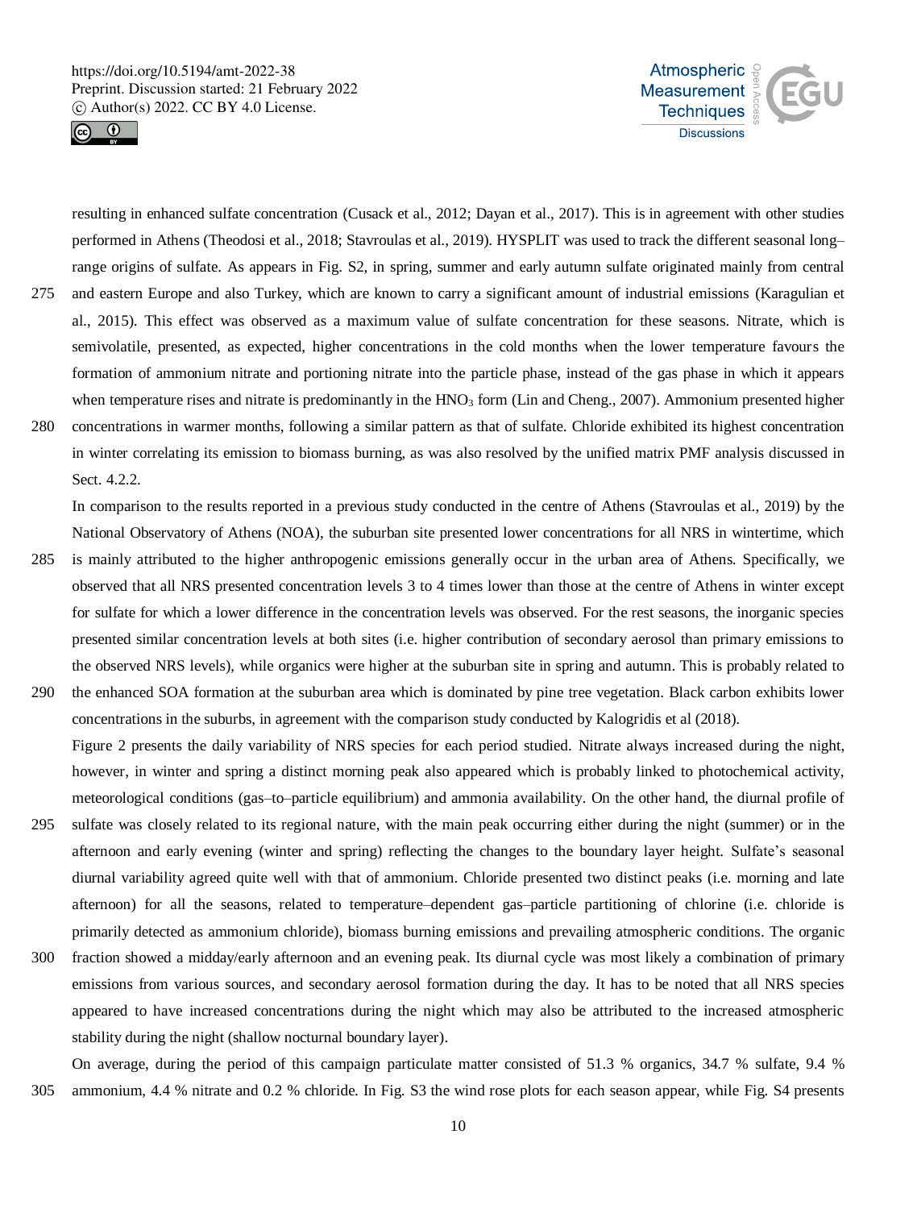resulting in enhanced sulfate concentration (Cusack et al., 2012; Dayan et al., 2017). This is in agreement with other studies performed in Athens (Theodosi et al., 2018; Stavroulas et al., 2019). HYSPLIT was used to track the different seasonal long–range origins of sulfate. As appears in Fig. S2, in spring, summer and early autumn sulfate originated mainly from central and eastern Europe and also Turkey, which are known to carry a significant amount of industrial emissions (Karagulian et al., 2015). This effect was observed as a maximum value of sulfate concentration for these seasons. Nitrate, which is semivolatile, presented, as expected, higher concentrations in the cold months when the lower temperature favours the formation of ammonium nitrate and portioning nitrate into the particle phase, instead of the gas phase in which it appears when temperature rises and nitrate is predominantly in the $HNO_3$ form (Lin and Cheng., 2007). Ammonium presented higher concentrations in warmer months, following a similar pattern as that of sulfate. Chloride exhibited its highest concentration in winter correlating its emission to biomass burning, as was also resolved by the unified matrix PMF analysis discussed in Sect. 4.2.2.

In comparison to the results reported in a previous study conducted in the centre of Athens (Stavroulas et al., 2019) by the National Observatory of Athens (NOA), the suburban site presented lower concentrations for all NRS in wintertime, which is mainly attributed to the higher anthropogenic emissions generally occur in the urban area of Athens. Specifically, we observed that all NRS presented concentration levels 3 to 4 times lower than those at the centre of Athens in winter except for sulfate for which a lower difference in the concentration levels was observed. For the rest seasons, the inorganic species presented similar concentration levels at both sites (i.e. higher contribution of secondary aerosol than primary emissions to the observed NRS levels), while organics were higher at the suburban site in spring and autumn. This is probably related to the enhanced SOA formation at the suburban area which is dominated by pine tree vegetation. Black carbon exhibits lower concentrations in the suburbs, in agreement with the comparison study conducted by Kalogridis et al (2018).

Figure 2 presents the daily variability of NRS species for each period studied. Nitrate always increased during the night, however, in winter and spring a distinct morning peak also appeared which is probably linked to photochemical activity, meteorological conditions (gas–to–particle equilibrium) and ammonia availability. On the other hand, the diurnal profile of sulfate was closely related to its regional nature, with the main peak occurring either during the night (summer) or in the afternoon and early evening (winter and spring) reflecting the changes to the boundary layer height. Sulfate's seasonal diurnal variability agreed quite well with that of ammonium. Chloride presented two distinct peaks (i.e. morning and late afternoon) for all the seasons, related to temperature–dependent gas–particle partitioning of chlorine (i.e. chloride is primarily detected as ammonium chloride), biomass burning emissions and prevailing atmospheric conditions. The organic fraction showed a midday/early afternoon and an evening peak. Its diurnal cycle was most likely a combination of primary emissions from various sources, and secondary aerosol formation during the day. It has to be noted that all NRS species appeared to have increased concentrations during the night which may also be attributed to the increased atmospheric stability during the night (shallow nocturnal boundary layer).

On average, during the period of this campaign particulate matter consisted of 51.3 % organics, 34.7 % sulfate, 9.4 % ammonium, 4.4 % nitrate and 0.2 % chloride. In Fig. S3 the wind rose plots for each season appear, while Fig. S4 presents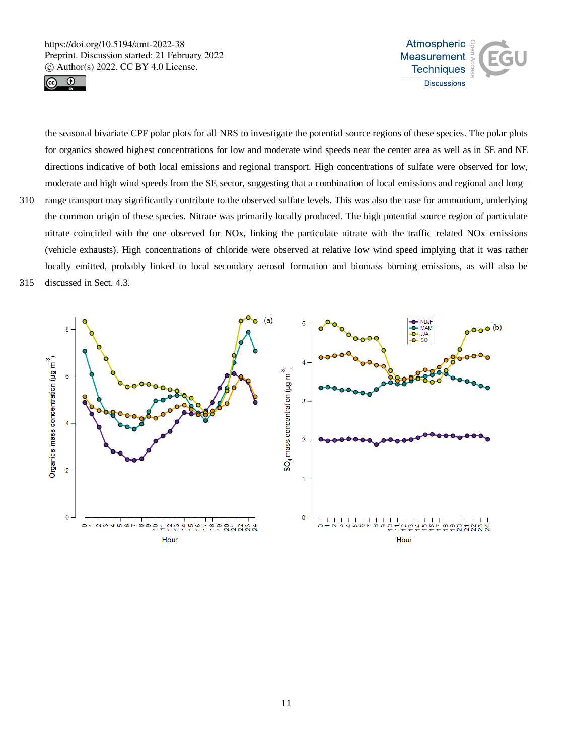the seasonal bivariate CPF polar plots for all NRS to investigate the potential source regions of these species. The polar plots for organics showed highest concentrations for low and moderate wind speeds near the center area as well as in SE and NE directions indicative of both local emissions and regional transport. High concentrations of sulfate were observed for low, moderate and high wind speeds from the SE sector, suggesting that a combination of local emissions and regional and long–range transport may significantly contribute to the observed sulfate levels. This was also the case for ammonium, underlying the common origin of these species. Nitrate was primarily locally produced. The high potential source region of particulate nitrate coincided with the one observed for NOx, linking the particulate nitrate with the traffic–related NOx emissions (vehicle exhausts). High concentrations of chloride were observed at relative low wind speed implying that it was rather locally emitted, probably linked to local secondary aerosol formation and biomass burning emissions, as will also be discussed in Sect. 4.3.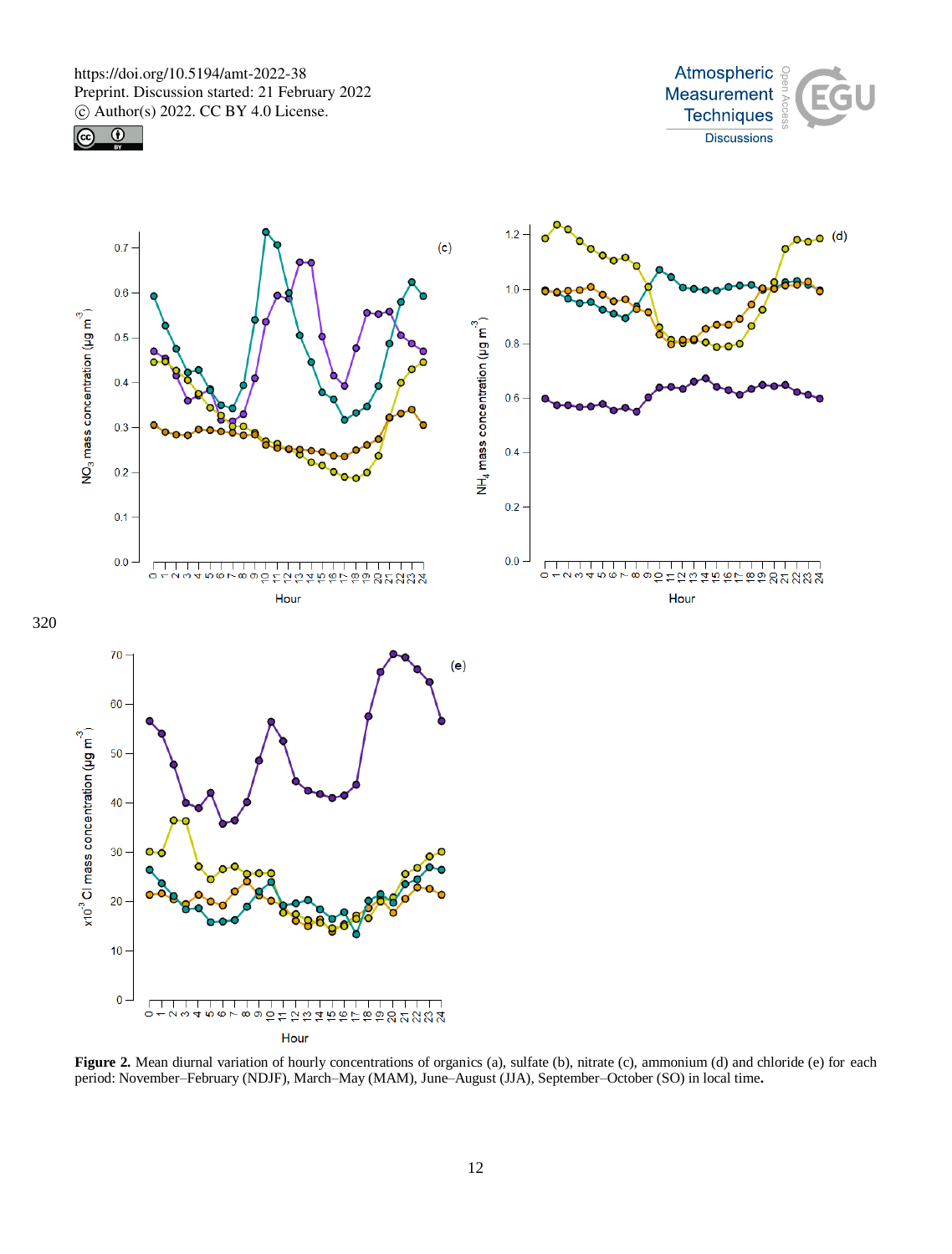**Figure 2.** Mean diurnal variation of hourly concentrations of organics (a), sulfate (b), nitrate (c), ammonium (d) and chloride (e) for each period: November–February (NDJF), March–May (MAM), June–August (JJA), September–October (SO) in local time.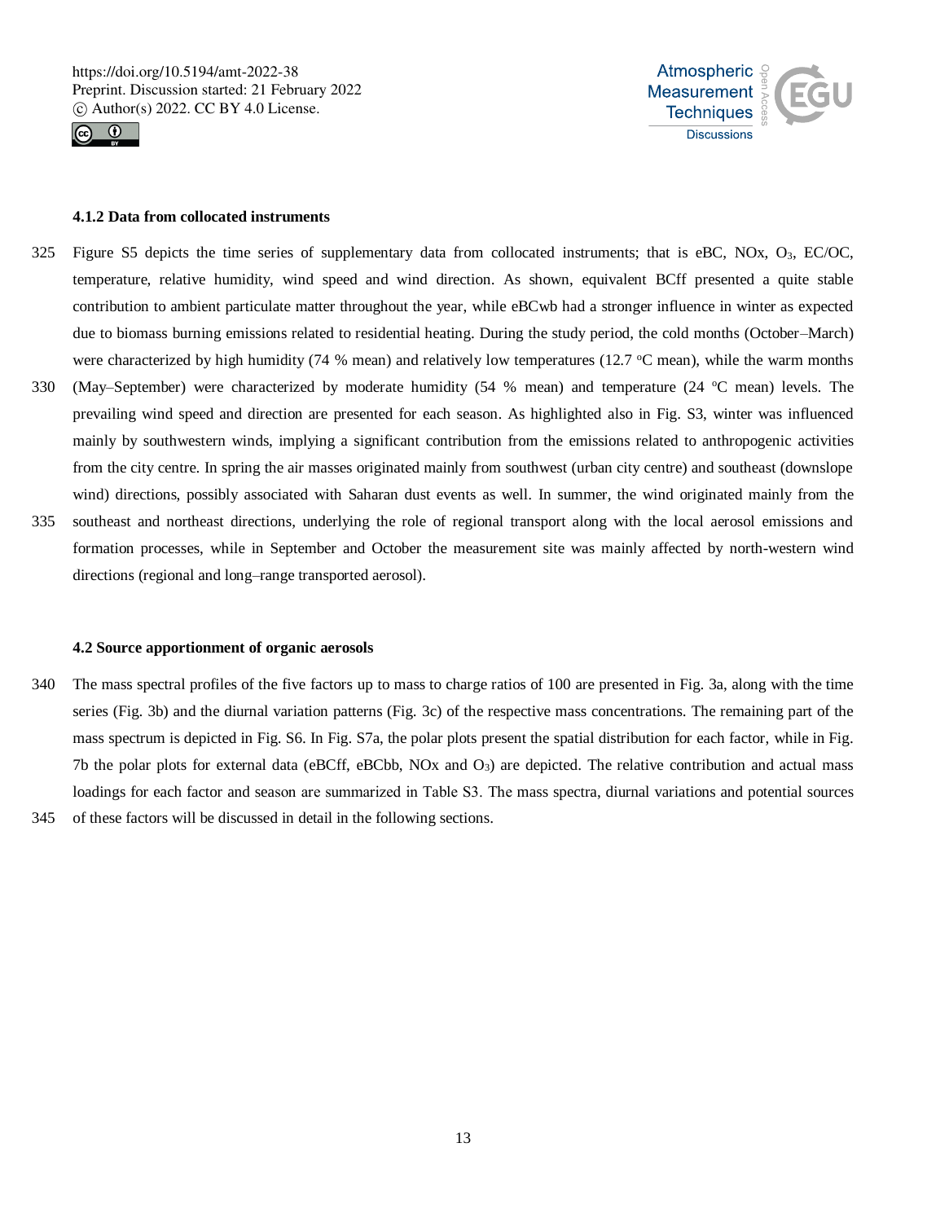### 4.1.2 Data from collocated instruments

Figure S5 depicts the time series of supplementary data from collocated instruments; that is eBC, NOx, $O_3$, EC/OC, temperature, relative humidity, wind speed and wind direction. As shown, equivalent BCff presented a quite stable contribution to ambient particulate matter throughout the year, while eBCwb had a stronger influence in winter as expected due to biomass burning emissions related to residential heating. During the study period, the cold months (October–March) were characterized by high humidity (74 % mean) and relatively low temperatures (12.7 $^{o}$C mean), while the warm months (May–September) were characterized by moderate humidity (54 % mean) and temperature (24 $^{o}$C mean) levels. The prevailing wind speed and direction are presented for each season. As highlighted also in Fig. S3, winter was influenced mainly by southwestern winds, implying a significant contribution from the emissions related to anthropogenic activities from the city centre. In spring the air masses originated mainly from southwest (urban city centre) and southeast (downslope wind) directions, possibly associated with Saharan dust events as well. In summer, the wind originated mainly from the southeast and northeast directions, underlying the role of regional transport along with the local aerosol emissions and formation processes, while in September and October the measurement site was mainly affected by north-western wind directions (regional and long–range transported aerosol).

## 4.2 Source apportionment of organic aerosols

The mass spectral profiles of the five factors up to mass to charge ratios of 100 are presented in Fig. 3a, along with the time series (Fig. 3b) and the diurnal variation patterns (Fig. 3c) of the respective mass concentrations. The remaining part of the mass spectrum is depicted in Fig. S6. In Fig. S7a, the polar plots present the spatial distribution for each factor, while in Fig. 7b the polar plots for external data (eBCff, eBCbb, NOx and $O_3$) are depicted. The relative contribution and actual mass loadings for each factor and season are summarized in Table S3. The mass spectra, diurnal variations and potential sources of these factors will be discussed in detail in the following sections.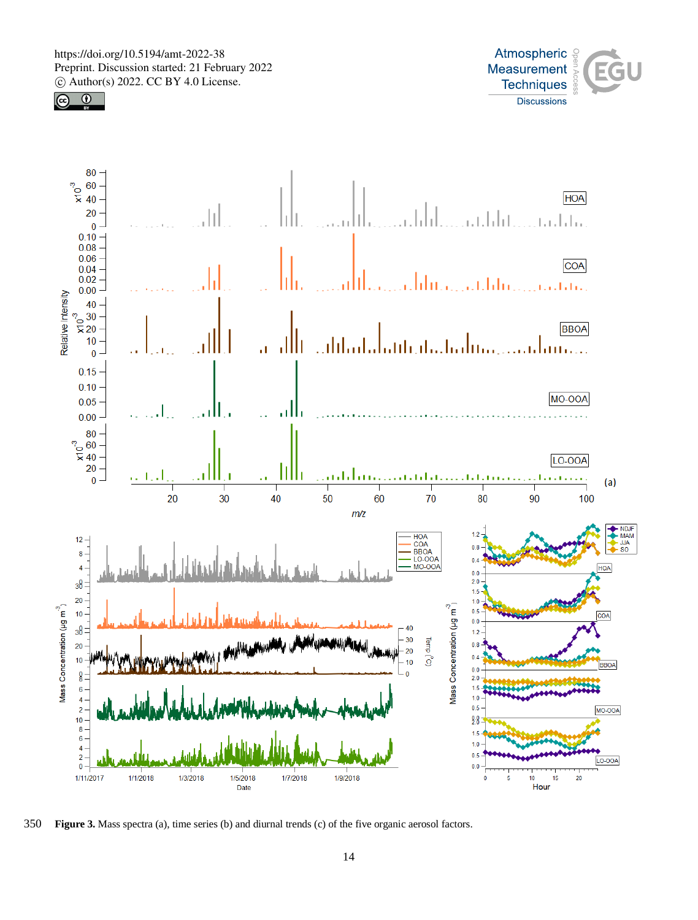Figure 3. Mass spectra (a), time series (b) and diurnal trends (c) of the five organic aerosol factors.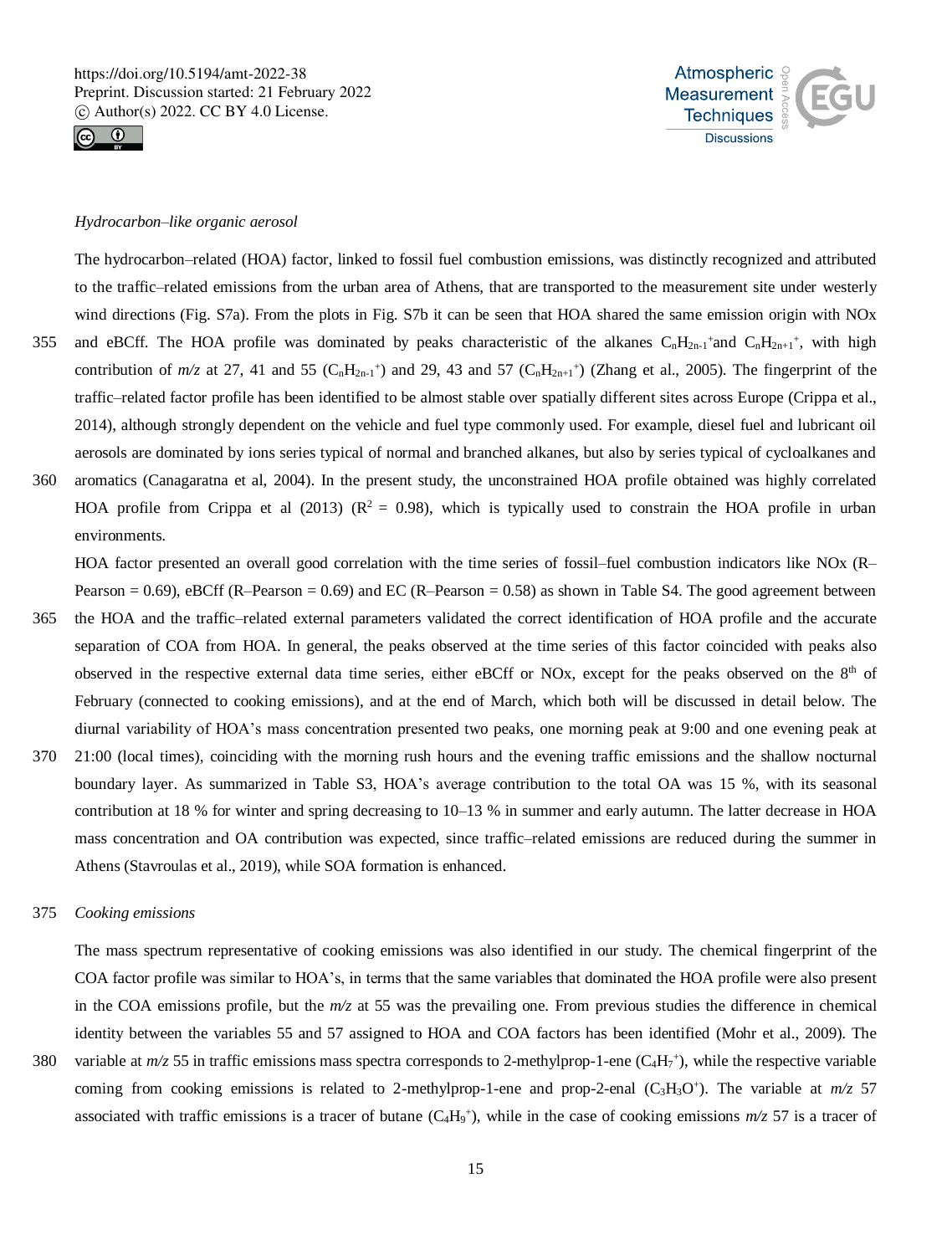*Hydrocarbon–like organic aerosol*

The hydrocarbon–related (HOA) factor, linked to fossil fuel combustion emissions, was distinctly recognized and attributed to the traffic–related emissions from the urban area of Athens, that are transported to the measurement site under westerly wind directions (Fig. S7a). From the plots in Fig. S7b it can be seen that HOA shared the same emission origin with NOx and eBCff. The HOA profile was dominated by peaks characteristic of the alkanes $C_nH_{2n-1}^+$and $C_nH_{2n+1}^+$, with high contribution of *m/z* at 27, 41 and 55 ($C_nH_{2n-1}^+$) and 29, 43 and 57 ($C_nH_{2n+1}^+$) (Zhang et al., 2005). The fingerprint of the traffic–related factor profile has been identified to be almost stable over spatially different sites across Europe (Crippa et al., 2014), although strongly dependent on the vehicle and fuel type commonly used. For example, diesel fuel and lubricant oil aerosols are dominated by ions series typical of normal and branched alkanes, but also by series typical of cycloalkanes and aromatics (Canagaratna et al, 2004). In the present study, the unconstrained HOA profile obtained was highly correlated HOA profile from Crippa et al (2013) ($R^2$ = 0.98), which is typically used to constrain the HOA profile in urban environments.

HOA factor presented an overall good correlation with the time series of fossil–fuel combustion indicators like NOx (R–Pearson = 0.69), eBCff (R–Pearson = 0.69) and EC (R–Pearson = 0.58) as shown in Table S4. The good agreement between the HOA and the traffic–related external parameters validated the correct identification of HOA profile and the accurate separation of COA from HOA. In general, the peaks observed at the time series of this factor coincided with peaks also observed in the respective external data time series, either eBCff or NOx, except for the peaks observed on the 8th of February (connected to cooking emissions), and at the end of March, which both will be discussed in detail below. The diurnal variability of HOA's mass concentration presented two peaks, one morning peak at 9:00 and one evening peak at 21:00 (local times), coinciding with the morning rush hours and the evening traffic emissions and the shallow nocturnal boundary layer. As summarized in Table S3, HOA's average contribution to the total OA was 15 %, with its seasonal contribution at 18 % for winter and spring decreasing to 10–13 % in summer and early autumn. The latter decrease in HOA mass concentration and OA contribution was expected, since traffic–related emissions are reduced during the summer in Athens (Stavroulas et al., 2019), while SOA formation is enhanced.

*Cooking emissions*

The mass spectrum representative of cooking emissions was also identified in our study. The chemical fingerprint of the COA factor profile was similar to HOA's, in terms that the same variables that dominated the HOA profile were also present in the COA emissions profile, but the *m/z* at 55 was the prevailing one. From previous studies the difference in chemical identity between the variables 55 and 57 assigned to HOA and COA factors has been identified (Mohr et al., 2009). The variable at *m/z* 55 in traffic emissions mass spectra corresponds to 2-methylprop-1-ene ($C_4H_7^+$), while the respective variable coming from cooking emissions is related to 2-methylprop-1-ene and prop-2-enal ($C_3H_3O^+$). The variable at *m/z* 57 associated with traffic emissions is a tracer of butane ($C_4H_9^+$), while in the case of cooking emissions *m/z* 57 is a tracer of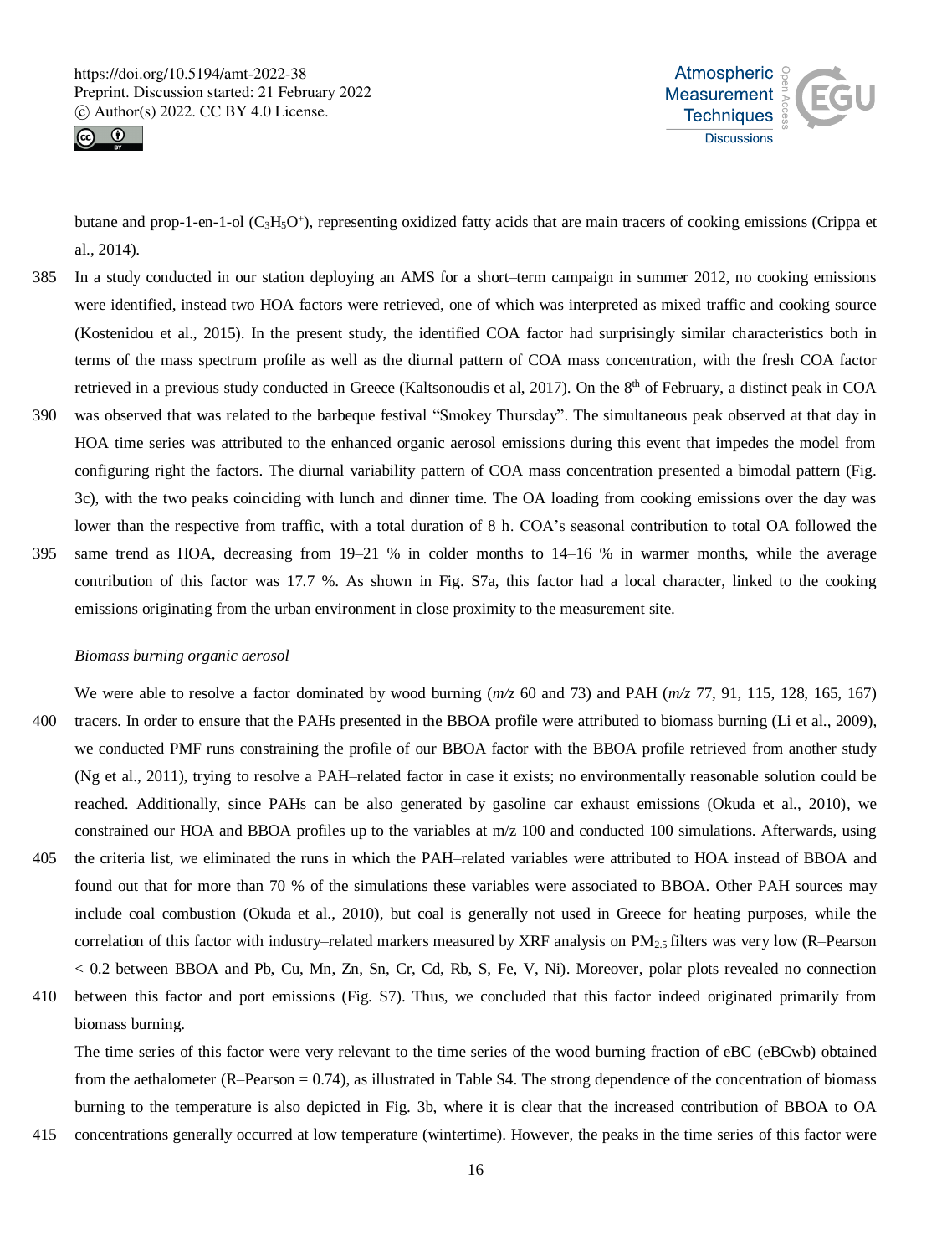butane and prop-1-en-1-ol ($C_3H_5O^+$), representing oxidized fatty acids that are main tracers of cooking emissions (Crippa et al., 2014).

In a study conducted in our station deploying an AMS for a short–term campaign in summer 2012, no cooking emissions were identified, instead two HOA factors were retrieved, one of which was interpreted as mixed traffic and cooking source (Kostenidou et al., 2015). In the present study, the identified COA factor had surprisingly similar characteristics both in terms of the mass spectrum profile as well as the diurnal pattern of COA mass concentration, with the fresh COA factor retrieved in a previous study conducted in Greece (Kaltsonoudis et al, 2017). On the 8th of February, a distinct peak in COA was observed that was related to the barbeque festival "Smokey Thursday". The simultaneous peak observed at that day in HOA time series was attributed to the enhanced organic aerosol emissions during this event that impedes the model from configuring right the factors. The diurnal variability pattern of COA mass concentration presented a bimodal pattern (Fig. 3c), with the two peaks coinciding with lunch and dinner time. The OA loading from cooking emissions over the day was lower than the respective from traffic, with a total duration of 8 h. COA's seasonal contribution to total OA followed the same trend as HOA, decreasing from 19–21 % in colder months to 14–16 % in warmer months, while the average contribution of this factor was 17.7 %. As shown in Fig. S7a, this factor had a local character, linked to the cooking emissions originating from the urban environment in close proximity to the measurement site.

*Biomass burning organic aerosol*

We were able to resolve a factor dominated by wood burning (*m/z* 60 and 73) and PAH (*m/z* 77, 91, 115, 128, 165, 167) tracers. In order to ensure that the PAHs presented in the BBOA profile were attributed to biomass burning (Li et al., 2009), we conducted PMF runs constraining the profile of our BBOA factor with the BBOA profile retrieved from another study (Ng et al., 2011), trying to resolve a PAH–related factor in case it exists; no environmentally reasonable solution could be reached. Additionally, since PAHs can be also generated by gasoline car exhaust emissions (Okuda et al., 2010), we constrained our HOA and BBOA profiles up to the variables at m/z 100 and conducted 100 simulations. Afterwards, using the criteria list, we eliminated the runs in which the PAH–related variables were attributed to HOA instead of BBOA and found out that for more than 70 % of the simulations these variables were associated to BBOA. Other PAH sources may include coal combustion (Okuda et al., 2010), but coal is generally not used in Greece for heating purposes, while the correlation of this factor with industry–related markers measured by XRF analysis on $PM_{2.5}$ filters was very low (R–Pearson $< 0.2$ between BBOA and Pb, Cu, Mn, Zn, Sn, Cr, Cd, Rb, S, Fe, V, Ni). Moreover, polar plots revealed no connection between this factor and port emissions (Fig. S7). Thus, we concluded that this factor indeed originated primarily from biomass burning.

The time series of this factor were very relevant to the time series of the wood burning fraction of eBC ($eBC_{wb}$) obtained from the aethalometer (R–Pearson = 0.74), as illustrated in Table S4. The strong dependence of the concentration of biomass burning to the temperature is also depicted in Fig. 3b, where it is clear that the increased contribution of BBOA to OA concentrations generally occurred at low temperature (wintertime). However, the peaks in the time series of this factor were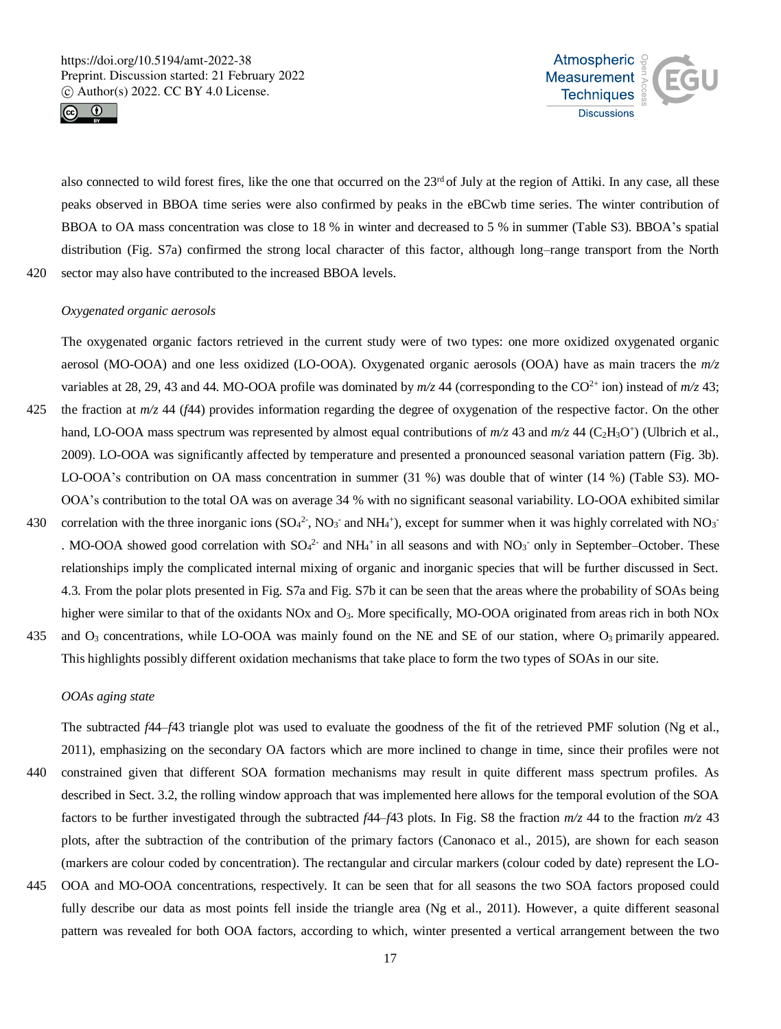also connected to wild forest fires, like the one that occurred on the 23rd of July at the region of Attiki. In any case, all these peaks observed in BBOA time series were also confirmed by peaks in the eBCwb time series. The winter contribution of BBOA to OA mass concentration was close to 18 % in winter and decreased to 5 % in summer (Table S3). BBOA's spatial distribution (Fig. S7a) confirmed the strong local character of this factor, although long–range transport from the North sector may also have contributed to the increased BBOA levels.

*Oxygenated organic aerosols*

The oxygenated organic factors retrieved in the current study were of two types: one more oxidized oxygenated organic aerosol (MO-OOA) and one less oxidized (LO-OOA). Oxygenated organic aerosols (OOA) have as main tracers the *m/z* variables at 28, 29, 43 and 44. MO-OOA profile was dominated by *m/z* 44 (corresponding to the $CO^{2+}$ ion) instead of *m/z* 43; the fraction at *m/z* 44 (*f*44) provides information regarding the degree of oxygenation of the respective factor. On the other hand, LO-OOA mass spectrum was represented by almost equal contributions of *m/z* 43 and *m/z* 44 ($C_2H_3O^+$) (Ulbrich et al., 2009). LO-OOA was significantly affected by temperature and presented a pronounced seasonal variation pattern (Fig. 3b). LO-OOA's contribution on OA mass concentration in summer (31 %) was double that of winter (14 %) (Table S3). MO-OOA's contribution to the total OA was on average 34 % with no significant seasonal variability. LO-OOA exhibited similar correlation with the three inorganic ions ($SO_4^{2-}$, $NO_3^-$ and $NH_4^+$), except for summer when it was highly correlated with $NO_3^-$. MO-OOA showed good correlation with $SO_4^{2-}$ and $NH_4^+$ in all seasons and with $NO_3^-$ only in September–October. These relationships imply the complicated internal mixing of organic and inorganic species that will be further discussed in Sect. 4.3. From the polar plots presented in Fig. S7a and Fig. S7b it can be seen that the areas where the probability of SOAs being higher were similar to that of the oxidants NOx and $O_3$. More specifically, MO-OOA originated from areas rich in both NOx and $O_3$ concentrations, while LO-OOA was mainly found on the NE and SE of our station, where $O_3$ primarily appeared. This highlights possibly different oxidation mechanisms that take place to form the two types of SOAs in our site.

*OOAs aging state*

The subtracted *f*44–*f*43 triangle plot was used to evaluate the goodness of the fit of the retrieved PMF solution (Ng et al., 2011), emphasizing on the secondary OA factors which are more inclined to change in time, since their profiles were not constrained given that different SOA formation mechanisms may result in quite different mass spectrum profiles. As described in Sect. 3.2, the rolling window approach that was implemented here allows for the temporal evolution of the SOA factors to be further investigated through the subtracted *f*44–*f*43 plots. In Fig. S8 the fraction *m/z* 44 to the fraction *m/z* 43 plots, after the subtraction of the contribution of the primary factors (Canonaco et al., 2015), are shown for each season (markers are colour coded by concentration). The rectangular and circular markers (colour coded by date) represent the LO-OOA and MO-OOA concentrations, respectively. It can be seen that for all seasons the two SOA factors proposed could fully describe our data as most points fell inside the triangle area (Ng et al., 2011). However, a quite different seasonal pattern was revealed for both OOA factors, according to which, winter presented a vertical arrangement between the two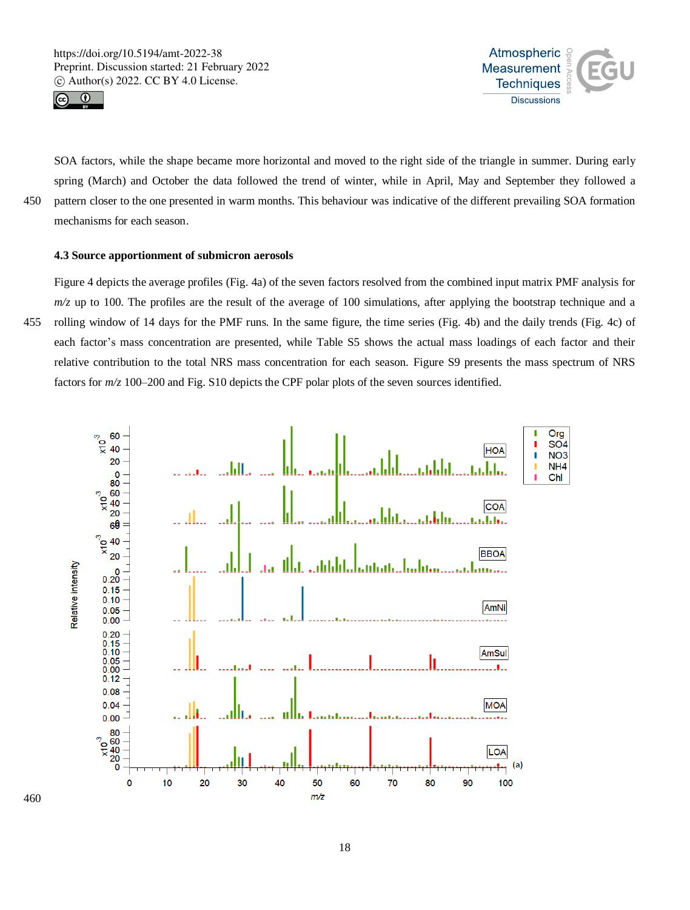SOA factors, while the shape became more horizontal and moved to the right side of the triangle in summer. During early spring (March) and October the data followed the trend of winter, while in April, May and September they followed a pattern closer to the one presented in warm months. This behaviour was indicative of the different prevailing SOA formation mechanisms for each season.

### 4.3 Source apportionment of submicron aerosols

Figure 4 depicts the average profiles (Fig. 4a) of the seven factors resolved from the combined input matrix PMF analysis for *m/z* up to 100. The profiles are the result of the average of 100 simulations, after applying the bootstrap technique and a rolling window of 14 days for the PMF runs. In the same figure, the time series (Fig. 4b) and the daily trends (Fig. 4c) of each factor's mass concentration are presented, while Table S5 shows the actual mass loadings of each factor and their relative contribution to the total NRS mass concentration for each season. Figure S9 presents the mass spectrum of NRS factors for *m/z* 100–200 and Fig. S10 depicts the CPF polar plots of the seven sources identified.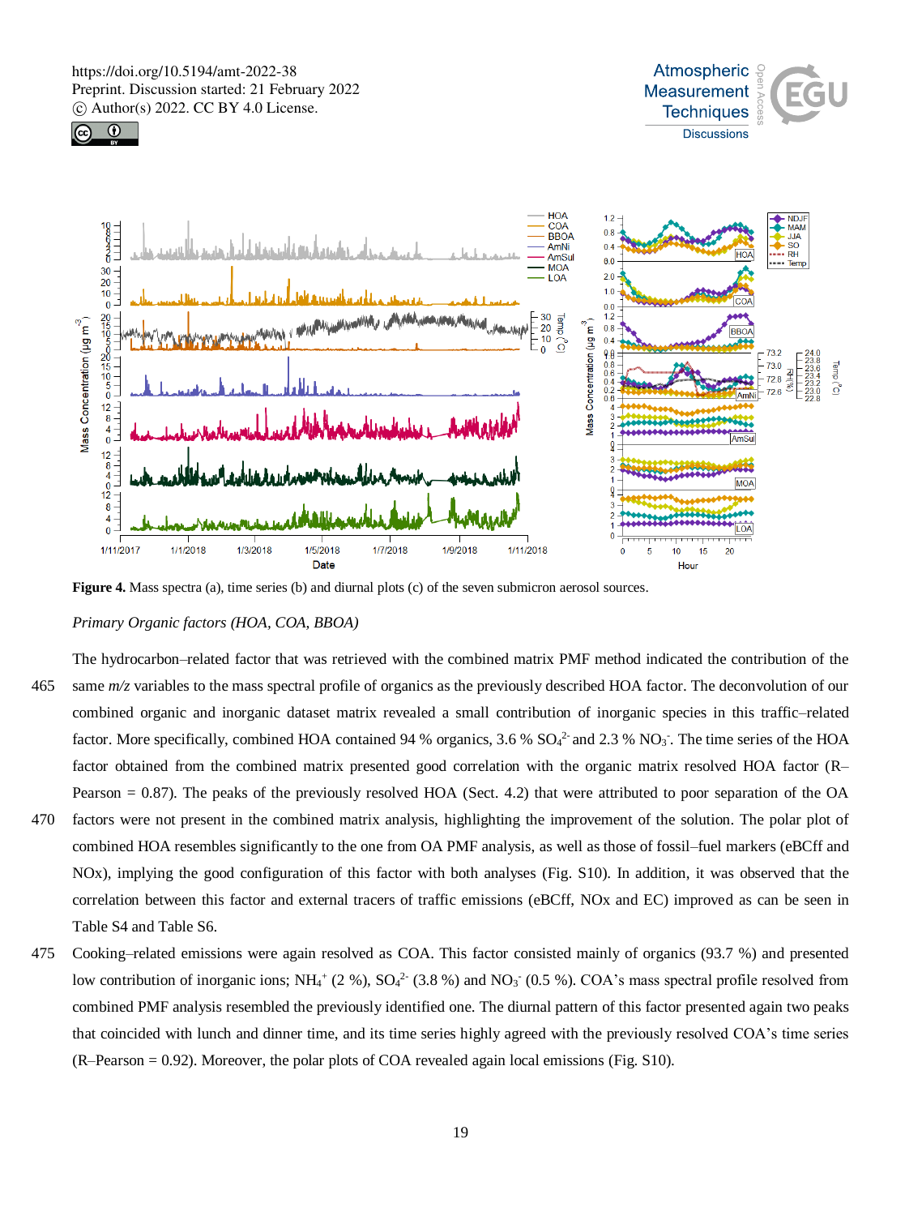**Figure 4.** Mass spectra (a), time series (b) and diurnal plots (c) of the seven submicron aerosol sources.

*Primary Organic factors (HOA, COA, BBOA)*

The hydrocarbon–related factor that was retrieved with the combined matrix PMF method indicated the contribution of the same *m/z* variables to the mass spectral profile of organics as the previously described HOA factor. The deconvolution of our combined organic and inorganic dataset matrix revealed a small contribution of inorganic species in this traffic–related factor. More specifically, combined HOA contained 94 % organics, 3.6 % $SO_4^{2-}$ and 2.3 % $NO_3^-$. The time series of the HOA factor obtained from the combined matrix presented good correlation with the organic matrix resolved HOA factor (R–Pearson = 0.87). The peaks of the previously resolved HOA (Sect. 4.2) that were attributed to poor separation of the OA factors were not present in the combined matrix analysis, highlighting the improvement of the solution. The polar plot of combined HOA resembles significantly to the one from OA PMF analysis, as well as those of fossil–fuel markers (eBCff and NOx), implying the good configuration of this factor with both analyses (Fig. S10). In addition, it was observed that the correlation between this factor and external tracers of traffic emissions (eBCff, NOx and EC) improved as can be seen in Table S4 and Table S6.

Cooking–related emissions were again resolved as COA. This factor consisted mainly of organics (93.7 %) and presented low contribution of inorganic ions; $NH_4^+$ (2 %), $SO_4^{2-}$ (3.8 %) and $NO_3^-$ (0.5 %). COA's mass spectral profile resolved from combined PMF analysis resembled the previously identified one. The diurnal pattern of this factor presented again two peaks that coincided with lunch and dinner time, and its time series highly agreed with the previously resolved COA's time series (R–Pearson = 0.92). Moreover, the polar plots of COA revealed again local emissions (Fig. S10).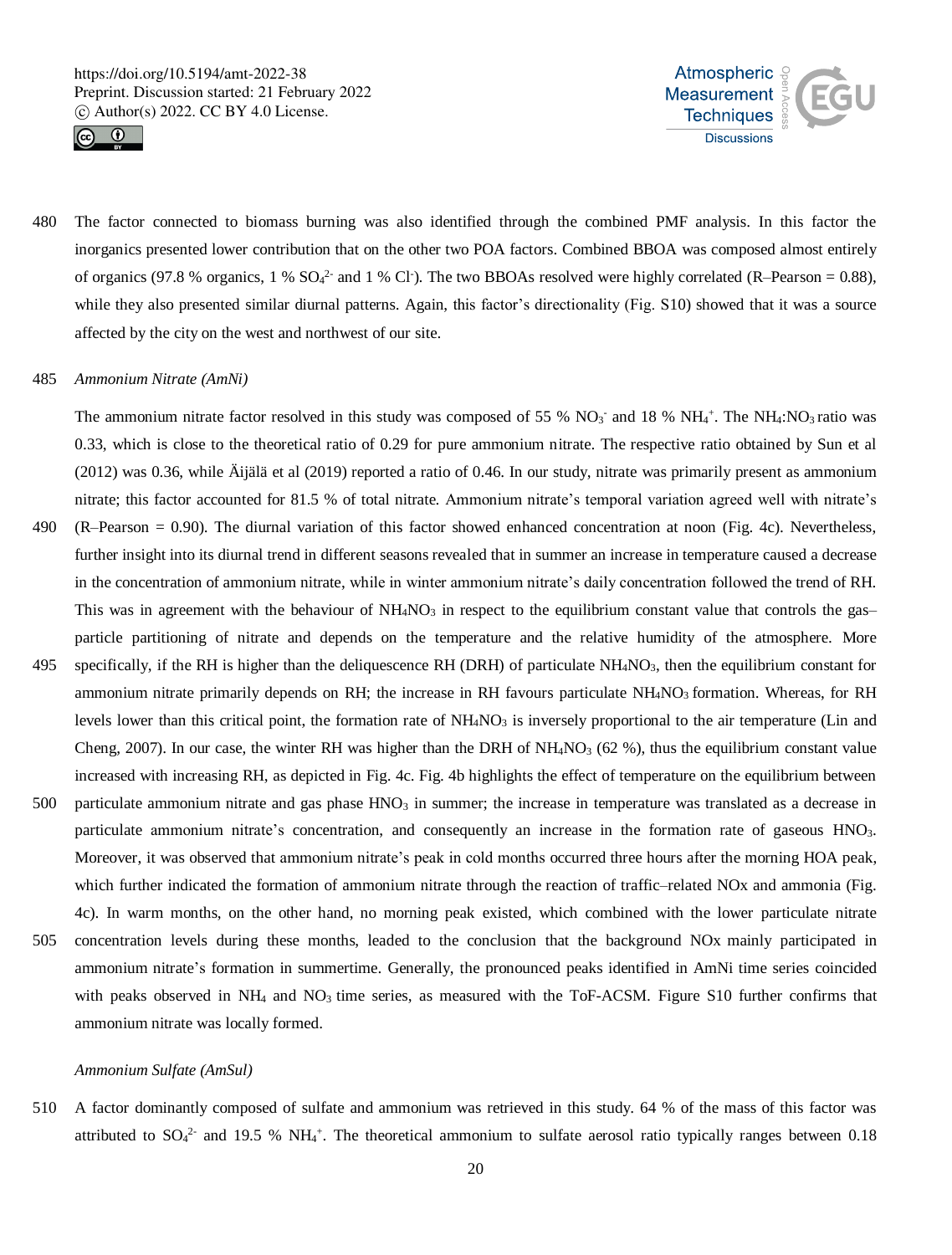The factor connected to biomass burning was also identified through the combined PMF analysis. In this factor the inorganics presented lower contribution that on the other two POA factors. Combined BBOA was composed almost entirely of organics (97.8 % organics, 1 % $SO_4^{2-}$ and 1 % $Cl^-$). The two BBOAs resolved were highly correlated (R–Pearson = 0.88), while they also presented similar diurnal patterns. Again, this factor's directionality (Fig. S10) showed that it was a source affected by the city on the west and northwest of our site.

*Ammonium Nitrate (AmNi)*

The ammonium nitrate factor resolved in this study was composed of 55 % $NO_3^-$ and 18 % $NH_4^+$. The $NH_4$:$NO_3$ ratio was 0.33, which is close to the theoretical ratio of 0.29 for pure ammonium nitrate. The respective ratio obtained by Sun et al (2012) was 0.36, while Äijälä et al (2019) reported a ratio of 0.46. In our study, nitrate was primarily present as ammonium nitrate; this factor accounted for 81.5 % of total nitrate. Ammonium nitrate's temporal variation agreed well with nitrate's (R–Pearson = 0.90). The diurnal variation of this factor showed enhanced concentration at noon (Fig. 4c). Nevertheless, further insight into its diurnal trend in different seasons revealed that in summer an increase in temperature caused a decrease in the concentration of ammonium nitrate, while in winter ammonium nitrate's daily concentration followed the trend of RH. This was in agreement with the behaviour of $NH_4NO_3$ in respect to the equilibrium constant value that controls the gas–particle partitioning of nitrate and depends on the temperature and the relative humidity of the atmosphere. More specifically, if the RH is higher than the deliquescence RH (DRH) of particulate $NH_4NO_3$, then the equilibrium constant for ammonium nitrate primarily depends on RH; the increase in RH favours particulate $NH_4NO_3$ formation. Whereas, for RH levels lower than this critical point, the formation rate of $NH_4NO_3$ is inversely proportional to the air temperature (Lin and Cheng, 2007). In our case, the winter RH was higher than the DRH of $NH_4NO_3$ (62 %), thus the equilibrium constant value increased with increasing RH, as depicted in Fig. 4c. Fig. 4b highlights the effect of temperature on the equilibrium between particulate ammonium nitrate and gas phase $HNO_3$ in summer; the increase in temperature was translated as a decrease in particulate ammonium nitrate's concentration, and consequently an increase in the formation rate of gaseous $HNO_3$. Moreover, it was observed that ammonium nitrate's peak in cold months occurred three hours after the morning HOA peak, which further indicated the formation of ammonium nitrate through the reaction of traffic–related NOx and ammonia (Fig. 4c). In warm months, on the other hand, no morning peak existed, which combined with the lower particulate nitrate concentration levels during these months, leaded to the conclusion that the background NOx mainly participated in ammonium nitrate's formation in summertime. Generally, the pronounced peaks identified in AmNi time series coincided with peaks observed in $NH_4$ and $NO_3$ time series, as measured with the ToF-ACSM. Figure S10 further confirms that ammonium nitrate was locally formed.

*Ammonium Sulfate (AmSul)*

A factor dominantly composed of sulfate and ammonium was retrieved in this study. 64 % of the mass of this factor was attributed to $SO_4^{2-}$ and 19.5 % $NH_4^+$. The theoretical ammonium to sulfate aerosol ratio typically ranges between 0.18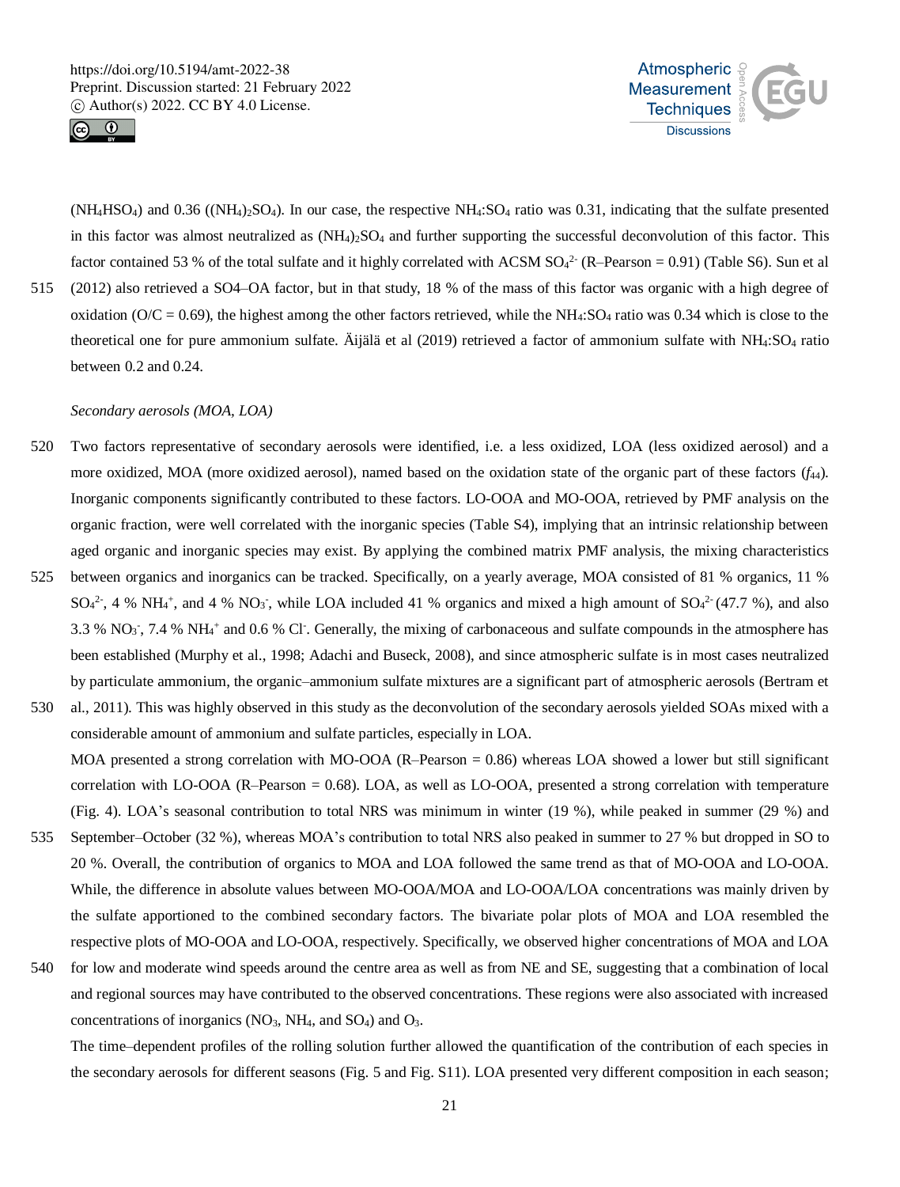($NH_4HSO_4$) and 0.36 ($(NH_4)_2SO_4$). In our case, the respective $NH_4$:$SO_4$ ratio was 0.31, indicating that the sulfate presented in this factor was almost neutralized as $(NH_4)_2SO_4$ and further supporting the successful deconvolution of this factor. This factor contained 53 % of the total sulfate and it highly correlated with ACSM $SO_4^{2-}$ (R–Pearson = 0.91) (Table S6). Sun et al (2012) also retrieved a SO4–OA factor, but in that study, 18 % of the mass of this factor was organic with a high degree of oxidation (O/C = 0.69), the highest among the other factors retrieved, while the $NH_4$:$SO_4$ ratio was 0.34 which is close to the theoretical one for pure ammonium sulfate. Äijälä et al (2019) retrieved a factor of ammonium sulfate with $NH_4$:$SO_4$ ratio between 0.2 and 0.24.

*Secondary aerosols (MOA, LOA)*

Two factors representative of secondary aerosols were identified, i.e. a less oxidized, LOA (less oxidized aerosol) and a more oxidized, MOA (more oxidized aerosol), named based on the oxidation state of the organic part of these factors ($f_{44}$). Inorganic components significantly contributed to these factors. LO-OOA and MO-OOA, retrieved by PMF analysis on the organic fraction, were well correlated with the inorganic species (Table S4), implying that an intrinsic relationship between aged organic and inorganic species may exist. By applying the combined matrix PMF analysis, the mixing characteristics between organics and inorganics can be tracked. Specifically, on a yearly average, MOA consisted of 81 % organics, 11 % $SO_4^{2-}$, 4 % $NH_4^+$, and 4 % $NO_3^-$, while LOA included 41 % organics and mixed a high amount of $SO_4^{2-}$ (47.7 %), and also 3.3 % $NO_3^-$, 7.4 % $NH_4^+$ and 0.6 % $Cl^-$. Generally, the mixing of carbonaceous and sulfate compounds in the atmosphere has been established (Murphy et al., 1998; Adachi and Buseck, 2008), and since atmospheric sulfate is in most cases neutralized by particulate ammonium, the organic–ammonium sulfate mixtures are a significant part of atmospheric aerosols (Bertram et al., 2011). This was highly observed in this study as the deconvolution of the secondary aerosols yielded SOAs mixed with a considerable amount of ammonium and sulfate particles, especially in LOA.

MOA presented a strong correlation with MO-OOA (R–Pearson = 0.86) whereas LOA showed a lower but still significant correlation with LO-OOA (R–Pearson = 0.68). LOA, as well as LO-OOA, presented a strong correlation with temperature (Fig. 4). LOA's seasonal contribution to total NRS was minimum in winter (19 %), while peaked in summer (29 %) and September–October (32 %), whereas MOA's contribution to total NRS also peaked in summer to 27 % but dropped in SO to 20 %. Overall, the contribution of organics to MOA and LOA followed the same trend as that of MO-OOA and LO-OOA. While, the difference in absolute values between MO-OOA/MOA and LO-OOA/LOA concentrations was mainly driven by the sulfate apportioned to the combined secondary factors. The bivariate polar plots of MOA and LOA resembled the respective plots of MO-OOA and LO-OOA, respectively. Specifically, we observed higher concentrations of MOA and LOA for low and moderate wind speeds around the centre area as well as from NE and SE, suggesting that a combination of local and regional sources may have contributed to the observed concentrations. These regions were also associated with increased concentrations of inorganics ($NO_3$, $NH_4$, and $SO_4$) and $O_3$.

The time–dependent profiles of the rolling solution further allowed the quantification of the contribution of each species in the secondary aerosols for different seasons (Fig. 5 and Fig. S11). LOA presented very different composition in each season;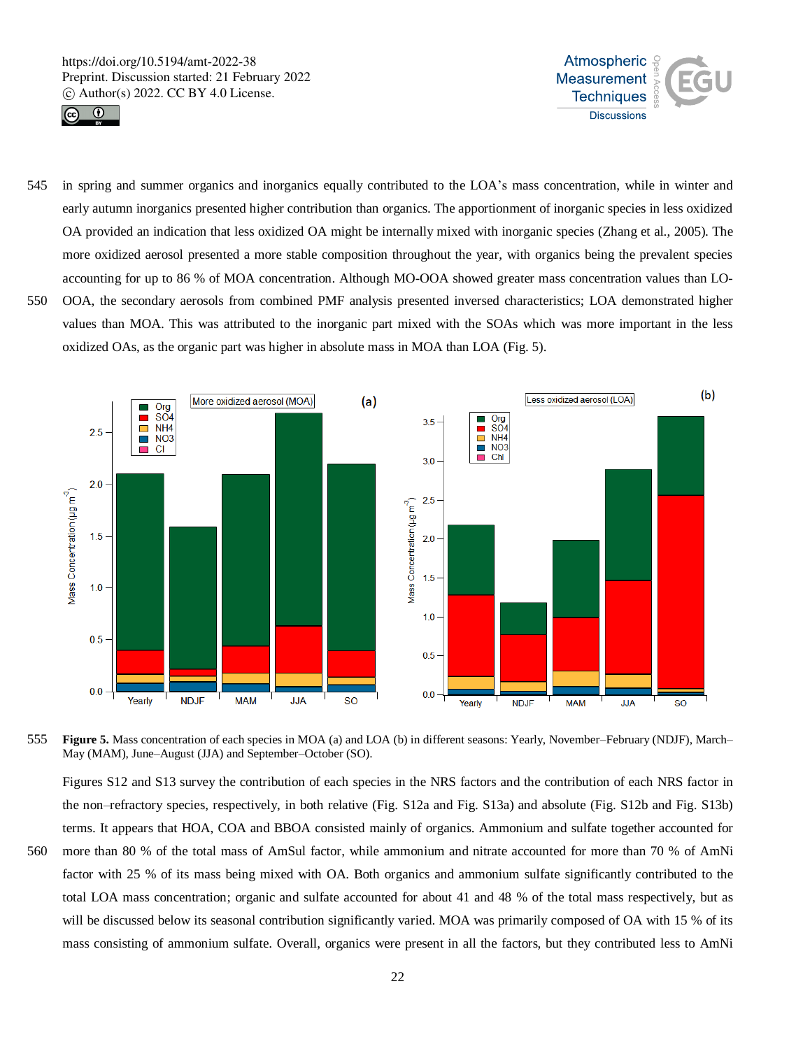in spring and summer organics and inorganics equally contributed to the LOA's mass concentration, while in winter and early autumn inorganics presented higher contribution than organics. The apportionment of inorganic species in less oxidized OA provided an indication that less oxidized OA might be internally mixed with inorganic species (Zhang et al., 2005). The more oxidized aerosol presented a more stable composition throughout the year, with organics being the prevalent species accounting for up to 86 % of MOA concentration. Although MO-OOA showed greater mass concentration values than LO-OOA, the secondary aerosols from combined PMF analysis presented inversed characteristics; LOA demonstrated higher values than MOA. This was attributed to the inorganic part mixed with the SOAs which was more important in the less oxidized OAs, as the organic part was higher in absolute mass in MOA than LOA (Fig. 5).

**Figure 5.** Mass concentration of each species in MOA (a) and LOA (b) in different seasons: Yearly, November–February (NDJF), March–May (MAM), June–August (JJA) and September–October (SO).

Figures S12 and S13 survey the contribution of each species in the NRS factors and the contribution of each NRS factor in the non–refractory species, respectively, in both relative (Fig. S12a and Fig. S13a) and absolute (Fig. S12b and Fig. S13b) terms. It appears that HOA, COA and BBOA consisted mainly of organics. Ammonium and sulfate together accounted for more than 80 % of the total mass of AmSul factor, while ammonium and nitrate accounted for more than 70 % of AmNi factor with 25 % of its mass being mixed with OA. Both organics and ammonium sulfate significantly contributed to the total LOA mass concentration; organic and sulfate accounted for about 41 and 48 % of the total mass respectively, but as will be discussed below its seasonal contribution significantly varied. MOA was primarily composed of OA with 15 % of its mass consisting of ammonium sulfate. Overall, organics were present in all the factors, but they contributed less to AmNi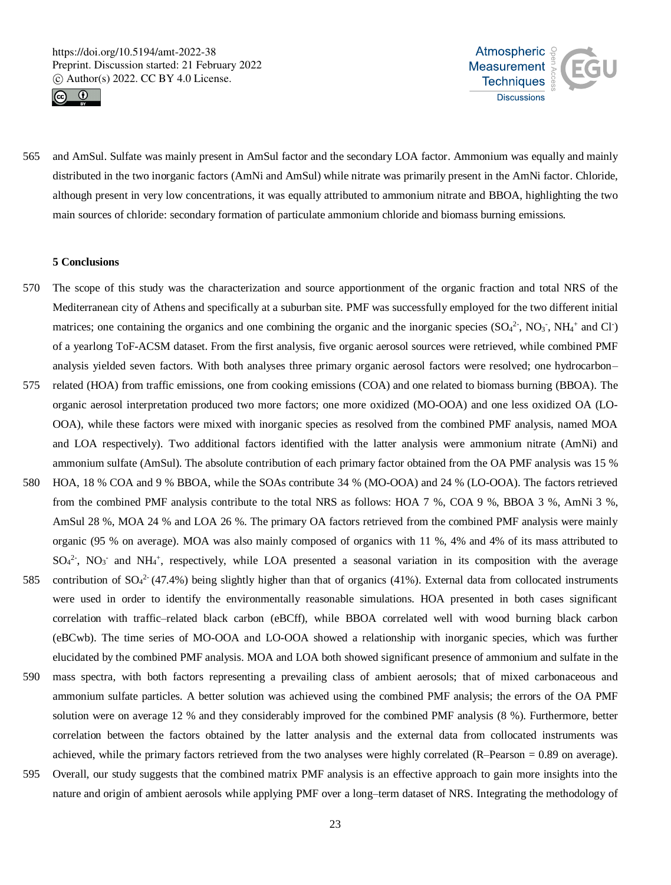and AmSul. Sulfate was mainly present in AmSul factor and the secondary LOA factor. Ammonium was equally and mainly distributed in the two inorganic factors (AmNi and AmSul) while nitrate was primarily present in the AmNi factor. Chloride, although present in very low concentrations, it was equally attributed to ammonium nitrate and BBOA, highlighting the two main sources of chloride: secondary formation of particulate ammonium chloride and biomass burning emissions.

## 5 Conclusions

The scope of this study was the characterization and source apportionment of the organic fraction and total NRS of the Mediterranean city of Athens and specifically at a suburban site. PMF was successfully employed for the two different initial matrices; one containing the organics and one combining the organic and the inorganic species ($SO_4^{2-}$, $NO_3^-$, $NH_4^+$ and $Cl^-$) of a yearlong ToF-ACSM dataset. From the first analysis, five organic aerosol sources were retrieved, while combined PMF analysis yielded seven factors. With both analyses three primary organic aerosol factors were resolved; one hydrocarbon–related (HOA) from traffic emissions, one from cooking emissions (COA) and one related to biomass burning (BBOA). The organic aerosol interpretation produced two more factors; one more oxidized (MO-OOA) and one less oxidized OA (LO-OOA), while these factors were mixed with inorganic species as resolved from the combined PMF analysis, named MOA and LOA respectively). Two additional factors identified with the latter analysis were ammonium nitrate (AmNi) and ammonium sulfate (AmSul). The absolute contribution of each primary factor obtained from the OA PMF analysis was 15 % HOA, 18 % COA and 9 % BBOA, while the SOAs contribute 34 % (MO-OOA) and 24 % (LO-OOA). The factors retrieved from the combined PMF analysis contribute to the total NRS as follows: HOA 7 %, COA 9 %, BBOA 3 %, AmNi 3 %, AmSul 28 %, MOA 24 % and LOA 26 %. The primary OA factors retrieved from the combined PMF analysis were mainly organic (95 % on average). MOA was also mainly composed of organics with 11 %, 4% and 4% of its mass attributed to $SO_4^{2-}$, $NO_3^-$ and $NH_4^+$, respectively, while LOA presented a seasonal variation in its composition with the average contribution of $SO_4^{2-}$ (47.4%) being slightly higher than that of organics (41%). External data from collocated instruments were used in order to identify the environmentally reasonable simulations. HOA presented in both cases significant correlation with traffic–related black carbon (eBCff), while BBOA correlated well with wood burning black carbon (eBCwb). The time series of MO-OOA and LO-OOA showed a relationship with inorganic species, which was further elucidated by the combined PMF analysis. MOA and LOA both showed significant presence of ammonium and sulfate in the mass spectra, with both factors representing a prevailing class of ambient aerosols; that of mixed carbonaceous and ammonium sulfate particles. A better solution was achieved using the combined PMF analysis; the errors of the OA PMF solution were on average 12 % and they considerably improved for the combined PMF analysis (8 %). Furthermore, better correlation between the factors obtained by the latter analysis and the external data from collocated instruments was achieved, while the primary factors retrieved from the two analyses were highly correlated (R–Pearson = 0.89 on average). Overall, our study suggests that the combined matrix PMF analysis is an effective approach to gain more insights into the nature and origin of ambient aerosols while applying PMF over a long–term dataset of NRS. Integrating the methodology of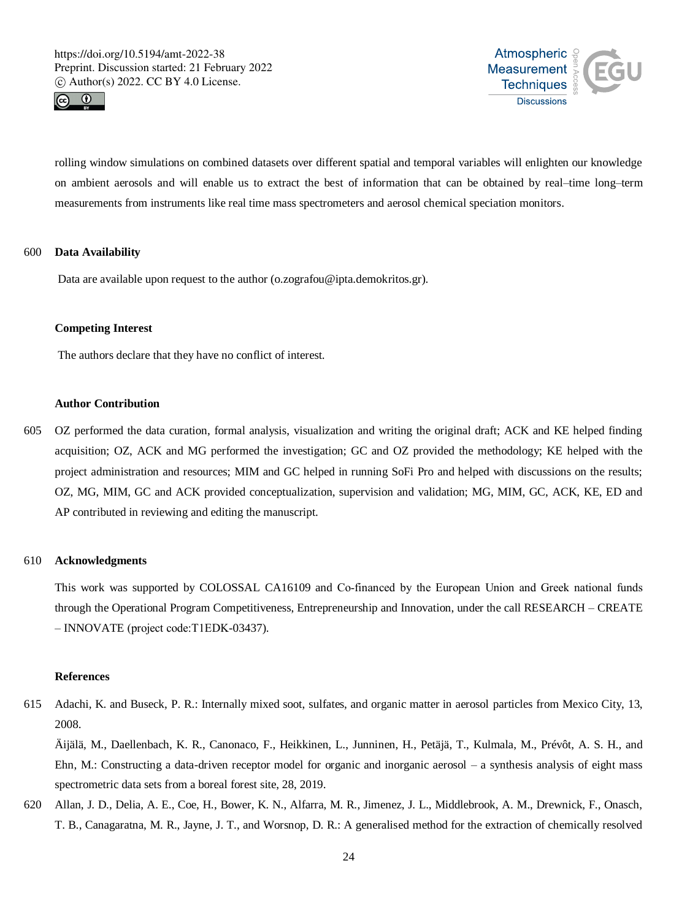rolling window simulations on combined datasets over different spatial and temporal variables will enlighten our knowledge on ambient aerosols and will enable us to extract the best of information that can be obtained by real–time long–term measurements from instruments like real time mass spectrometers and aerosol chemical speciation monitors.

## Data Availability

Data are available upon request to the author (o.zografou@ipta.demokritos.gr).

## Competing Interest

The authors declare that they have no conflict of interest.

## Author Contribution

OZ performed the data curation, formal analysis, visualization and writing the original draft; ACK and KE helped finding acquisition; OZ, ACK and MG performed the investigation; GC and OZ provided the methodology; KE helped with the project administration and resources; MIM and GC helped in running SoFi Pro and helped with discussions on the results; OZ, MG, MIM, GC and ACK provided conceptualization, supervision and validation; MG, MIM, GC, ACK, KE, ED and AP contributed in reviewing and editing the manuscript.

## Acknowledgments

This work was supported by COLOSSAL CA16109 and Co-financed by the European Union and Greek national funds through the Operational Program Competitiveness, Entrepreneurship and Innovation, under the call RESEARCH – CREATE – INNOVATE (project code:T1EDK-03437).

## References

Adachi, K. and Buseck, P. R.: Internally mixed soot, sulfates, and organic matter in aerosol particles from Mexico City, 13, 2008.

Äijälä, M., Daellenbach, K. R., Canonaco, F., Heikkinen, L., Junninen, H., Petäjä, T., Kulmala, M., Prévôt, A. S. H., and Ehn, M.: Constructing a data-driven receptor model for organic and inorganic aerosol – a synthesis analysis of eight mass spectrometric data sets from a boreal forest site, 28, 2019.

Allan, J. D., Delia, A. E., Coe, H., Bower, K. N., Alfarra, M. R., Jimenez, J. L., Middlebrook, A. M., Drewnick, F., Onasch, T. B., Canagaratna, M. R., Jayne, J. T., and Worsnop, D. R.: A generalised method for the extraction of chemically resolved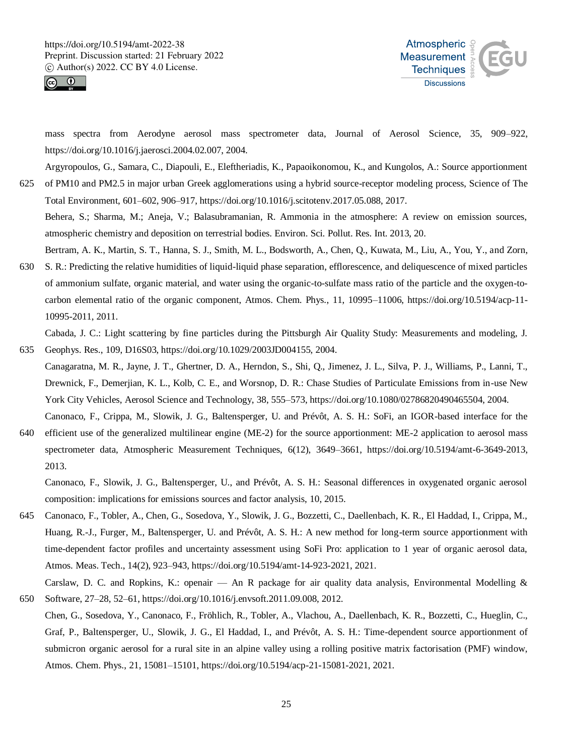mass spectra from Aerodyne aerosol mass spectrometer data, Journal of Aerosol Science, 35, 909–922, https://doi.org/10.1016/j.jaerosci.2004.02.007, 2004.

Argyropoulos, G., Samara, C., Diapouli, E., Eleftheriadis, K., Papaoikonomou, K., and Kungolos, A.: Source apportionment of PM10 and PM2.5 in major urban Greek agglomerations using a hybrid source-receptor modeling process, Science of The Total Environment, 601–602, 906–917, https://doi.org/10.1016/j.scitotenv.2017.05.088, 2017.

Behera, S.; Sharma, M.; Aneja, V.; Balasubramanian, R. Ammonia in the atmosphere: A review on emission sources, atmospheric chemistry and deposition on terrestrial bodies. Environ. Sci. Pollut. Res. Int. 2013, 20.

Bertram, A. K., Martin, S. T., Hanna, S. J., Smith, M. L., Bodsworth, A., Chen, Q., Kuwata, M., Liu, A., You, Y., and Zorn, S. R.: Predicting the relative humidities of liquid-liquid phase separation, efflorescence, and deliquescence of mixed particles of ammonium sulfate, organic material, and water using the organic-to-sulfate mass ratio of the particle and the oxygen-to-carbon elemental ratio of the organic component, Atmos. Chem. Phys., 11, 10995–11006, https://doi.org/10.5194/acp-11-10995-2011, 2011.

Cabada, J. C.: Light scattering by fine particles during the Pittsburgh Air Quality Study: Measurements and modeling, J. Geophys. Res., 109, D16S03, https://doi.org/10.1029/2003JD004155, 2004.

Canagaratna, M. R., Jayne, J. T., Ghertner, D. A., Herndon, S., Shi, Q., Jimenez, J. L., Silva, P. J., Williams, P., Lanni, T., Drewnick, F., Demerjian, K. L., Kolb, C. E., and Worsnop, D. R.: Chase Studies of Particulate Emissions from in-use New York City Vehicles, Aerosol Science and Technology, 38, 555–573, https://doi.org/10.1080/02786820490465504, 2004.

Canonaco, F., Crippa, M., Slowik, J. G., Baltensperger, U. and Prévôt, A. S. H.: SoFi, an IGOR-based interface for the efficient use of the generalized multilinear engine (ME-2) for the source apportionment: ME-2 application to aerosol mass spectrometer data, Atmospheric Measurement Techniques, 6(12), 3649–3661, https://doi.org/10.5194/amt-6-3649-2013, 2013.

Canonaco, F., Slowik, J. G., Baltensperger, U., and Prévôt, A. S. H.: Seasonal differences in oxygenated organic aerosol composition: implications for emissions sources and factor analysis, 10, 2015.

Canonaco, F., Tobler, A., Chen, G., Sosedova, Y., Slowik, J. G., Bozzetti, C., Daellenbach, K. R., El Haddad, I., Crippa, M., Huang, R.-J., Furger, M., Baltensperger, U. and Prévôt, A. S. H.: A new method for long-term source apportionment with time-dependent factor profiles and uncertainty assessment using SoFi Pro: application to 1 year of organic aerosol data, Atmos. Meas. Tech., 14(2), 923–943, https://doi.org/10.5194/amt-14-923-2021, 2021.

Carslaw, D. C. and Ropkins, K.: openair — An R package for air quality data analysis, Environmental Modelling & Software, 27–28, 52–61, https://doi.org/10.1016/j.envsoft.2011.09.008, 2012.

Chen, G., Sosedova, Y., Canonaco, F., Fröhlich, R., Tobler, A., Vlachou, A., Daellenbach, K. R., Bozzetti, C., Hueglin, C., Graf, P., Baltensperger, U., Slowik, J. G., El Haddad, I., and Prévôt, A. S. H.: Time-dependent source apportionment of submicron organic aerosol for a rural site in an alpine valley using a rolling positive matrix factorisation (PMF) window, Atmos. Chem. Phys., 21, 15081–15101, https://doi.org/10.5194/acp-21-15081-2021, 2021.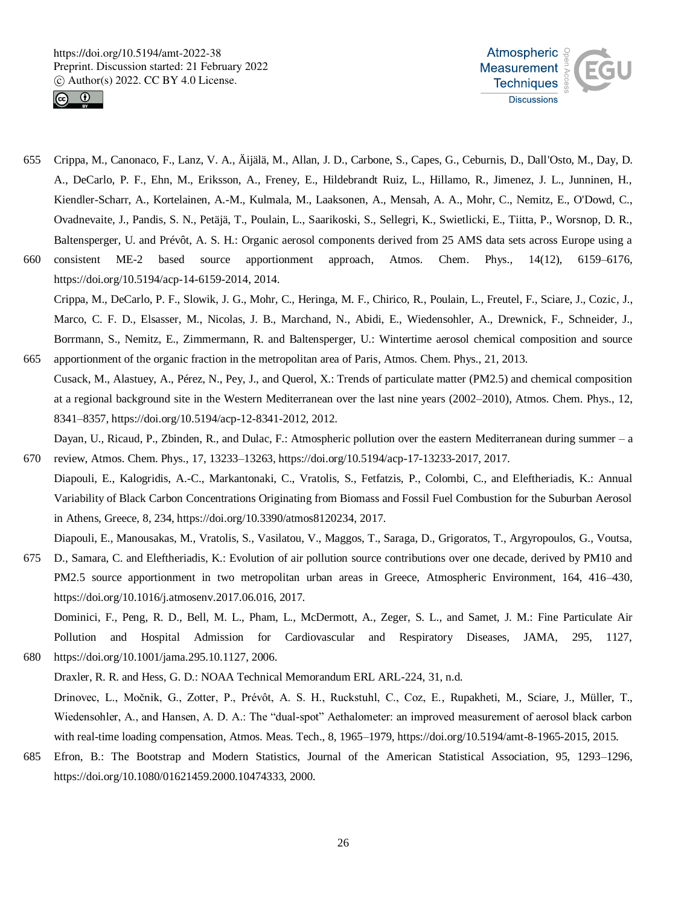Crippa, M., Canonaco, F., Lanz, V. A., Äijälä, M., Allan, J. D., Carbone, S., Capes, G., Ceburnis, D., Dall'Osto, M., Day, D. A., DeCarlo, P. F., Ehn, M., Eriksson, A., Freney, E., Hildebrandt Ruiz, L., Hillamo, R., Jimenez, J. L., Junninen, H., Kiendler-Scharr, A., Kortelainen, A.-M., Kulmala, M., Laaksonen, A., Mensah, A. A., Mohr, C., Nemitz, E., O'Dowd, C., Ovadnevaite, J., Pandis, S. N., Petäjä, T., Poulain, L., Saarikoski, S., Sellegri, K., Swietlicki, E., Tiitta, P., Worsnop, D. R., Baltensperger, U. and Prévôt, A. S. H.: Organic aerosol components derived from 25 AMS data sets across Europe using a consistent ME-2 based source apportionment approach, Atmos. Chem. Phys., 14(12), 6159–6176, https://doi.org/10.5194/acp-14-6159-2014, 2014.

Crippa, M., DeCarlo, P. F., Slowik, J. G., Mohr, C., Heringa, M. F., Chirico, R., Poulain, L., Freutel, F., Sciare, J., Cozic, J., Marco, C. F. D., Elsasser, M., Nicolas, J. B., Marchand, N., Abidi, E., Wiedensohler, A., Drewnick, F., Schneider, J., Borrmann, S., Nemitz, E., Zimmermann, R. and Baltensperger, U.: Wintertime aerosol chemical composition and source apportionment of the organic fraction in the metropolitan area of Paris, Atmos. Chem. Phys., 21, 2013.

Cusack, M., Alastuey, A., Pérez, N., Pey, J., and Querol, X.: Trends of particulate matter (PM2.5) and chemical composition at a regional background site in the Western Mediterranean over the last nine years (2002–2010), Atmos. Chem. Phys., 12, 8341–8357, https://doi.org/10.5194/acp-12-8341-2012, 2012.

Dayan, U., Ricaud, P., Zbinden, R., and Dulac, F.: Atmospheric pollution over the eastern Mediterranean during summer – a review, Atmos. Chem. Phys., 17, 13233–13263, https://doi.org/10.5194/acp-17-13233-2017, 2017.

Diapouli, E., Kalogridis, A.-C., Markantonaki, C., Vratolis, S., Fetfatzis, P., Colombi, C., and Eleftheriadis, K.: Annual Variability of Black Carbon Concentrations Originating from Biomass and Fossil Fuel Combustion for the Suburban Aerosol in Athens, Greece, 8, 234, https://doi.org/10.3390/atmos8120234, 2017.

Diapouli, E., Manousakas, M., Vratolis, S., Vasilatou, V., Maggos, T., Saraga, D., Grigoratos, T., Argyropoulos, G., Voutsa, D., Samara, C. and Eleftheriadis, K.: Evolution of air pollution source contributions over one decade, derived by PM10 and PM2.5 source apportionment in two metropolitan urban areas in Greece, Atmospheric Environment, 164, 416–430, https://doi.org/10.1016/j.atmosenv.2017.06.016, 2017.

Dominici, F., Peng, R. D., Bell, M. L., Pham, L., McDermott, A., Zeger, S. L., and Samet, J. M.: Fine Particulate Air Pollution and Hospital Admission for Cardiovascular and Respiratory Diseases, JAMA, 295, 1127, https://doi.org/10.1001/jama.295.10.1127, 2006.

Draxler, R. R. and Hess, G. D.: NOAA Technical Memorandum ERL ARL-224, 31, n.d.

Drinovec, L., Močnik, G., Zotter, P., Prévôt, A. S. H., Ruckstuhl, C., Coz, E., Rupakheti, M., Sciare, J., Müller, T., Wiedensohler, A., and Hansen, A. D. A.: The "dual-spot" Aethalometer: an improved measurement of aerosol black carbon with real-time loading compensation, Atmos. Meas. Tech., 8, 1965–1979, https://doi.org/10.5194/amt-8-1965-2015, 2015.

Efron, B.: The Bootstrap and Modern Statistics, Journal of the American Statistical Association, 95, 1293–1296, https://doi.org/10.1080/01621459.2000.10474333, 2000.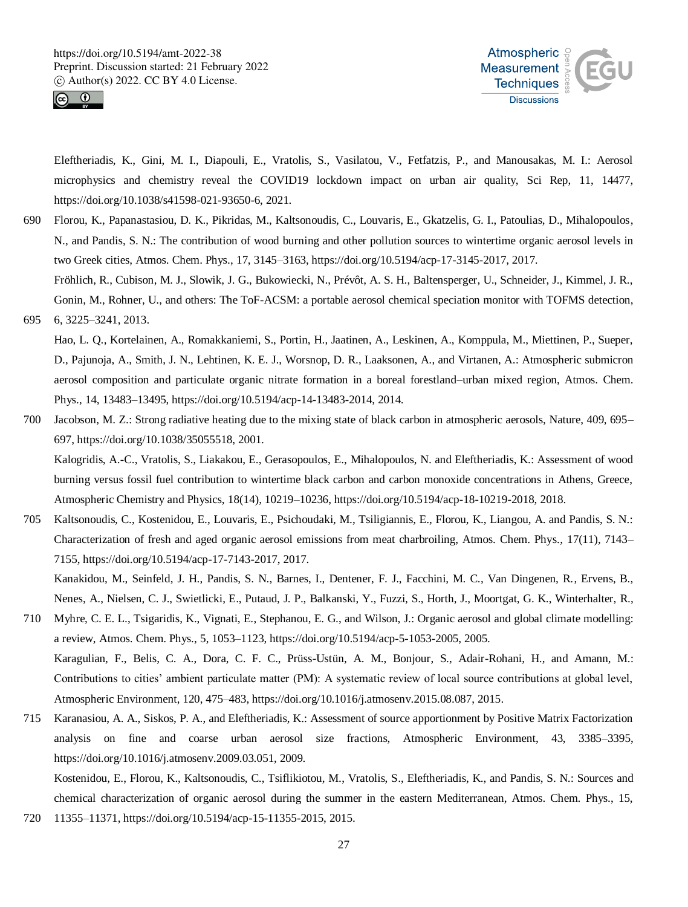Eleftheriadis, K., Gini, M. I., Diapouli, E., Vratolis, S., Vasilatou, V., Fetfatzis, P., and Manousakas, M. I.: Aerosol microphysics and chemistry reveal the COVID19 lockdown impact on urban air quality, Sci Rep, 11, 14477, https://doi.org/10.1038/s41598-021-93650-6, 2021.

Florou, K., Papanastasiou, D. K., Pikridas, M., Kaltsonoudis, C., Louvaris, E., Gkatzelis, G. I., Patoulias, D., Mihalopoulos, N., and Pandis, S. N.: The contribution of wood burning and other pollution sources to wintertime organic aerosol levels in two Greek cities, Atmos. Chem. Phys., 17, 3145–3163, https://doi.org/10.5194/acp-17-3145-2017, 2017.

Fröhlich, R., Cubison, M. J., Slowik, J. G., Bukowiecki, N., Prévôt, A. S. H., Baltensperger, U., Schneider, J., Kimmel, J. R., Gonin, M., Rohner, U., and others: The ToF-ACSM: a portable aerosol chemical speciation monitor with TOFMS detection, 6, 3225–3241, 2013.

Hao, L. Q., Kortelainen, A., Romakkaniemi, S., Portin, H., Jaatinen, A., Leskinen, A., Komppula, M., Miettinen, P., Sueper, D., Pajunoja, A., Smith, J. N., Lehtinen, K. E. J., Worsnop, D. R., Laaksonen, A., and Virtanen, A.: Atmospheric submicron aerosol composition and particulate organic nitrate formation in a boreal forestland–urban mixed region, Atmos. Chem. Phys., 14, 13483–13495, https://doi.org/10.5194/acp-14-13483-2014, 2014.

Jacobson, M. Z.: Strong radiative heating due to the mixing state of black carbon in atmospheric aerosols, Nature, 409, 695–697, https://doi.org/10.1038/35055518, 2001.

Kalogridis, A.-C., Vratolis, S., Liakakou, E., Gerasopoulos, E., Mihalopoulos, N. and Eleftheriadis, K.: Assessment of wood burning versus fossil fuel contribution to wintertime black carbon and carbon monoxide concentrations in Athens, Greece, Atmospheric Chemistry and Physics, 18(14), 10219–10236, https://doi.org/10.5194/acp-18-10219-2018, 2018.

Kaltsonoudis, C., Kostenidou, E., Louvaris, E., Psichoudaki, M., Tsiligiannis, E., Florou, K., Liangou, A. and Pandis, S. N.: Characterization of fresh and aged organic aerosol emissions from meat charbroiling, Atmos. Chem. Phys., 17(11), 7143–7155, https://doi.org/10.5194/acp-17-7143-2017, 2017.

Kanakidou, M., Seinfeld, J. H., Pandis, S. N., Barnes, I., Dentener, F. J., Facchini, M. C., Van Dingenen, R., Ervens, B., Nenes, A., Nielsen, C. J., Swietlicki, E., Putaud, J. P., Balkanski, Y., Fuzzi, S., Horth, J., Moortgat, G. K., Winterhalter, R., Myhre, C. E. L., Tsigaridis, K., Vignati, E., Stephanou, E. G., and Wilson, J.: Organic aerosol and global climate modelling: a review, Atmos. Chem. Phys., 5, 1053–1123, https://doi.org/10.5194/acp-5-1053-2005, 2005.

Karagulian, F., Belis, C. A., Dora, C. F. C., Prüss-Ustün, A. M., Bonjour, S., Adair-Rohani, H., and Amann, M.: Contributions to cities' ambient particulate matter (PM): A systematic review of local source contributions at global level, Atmospheric Environment, 120, 475–483, https://doi.org/10.1016/j.atmosenv.2015.08.087, 2015.

Karanasiou, A. A., Siskos, P. A., and Eleftheriadis, K.: Assessment of source apportionment by Positive Matrix Factorization analysis on fine and coarse urban aerosol size fractions, Atmospheric Environment, 43, 3385–3395, https://doi.org/10.1016/j.atmosenv.2009.03.051, 2009.

Kostenidou, E., Florou, K., Kaltsonoudis, C., Tsiflikiotou, M., Vratolis, S., Eleftheriadis, K., and Pandis, S. N.: Sources and chemical characterization of organic aerosol during the summer in the eastern Mediterranean, Atmos. Chem. Phys., 15, 11355–11371, https://doi.org/10.5194/acp-15-11355-2015, 2015.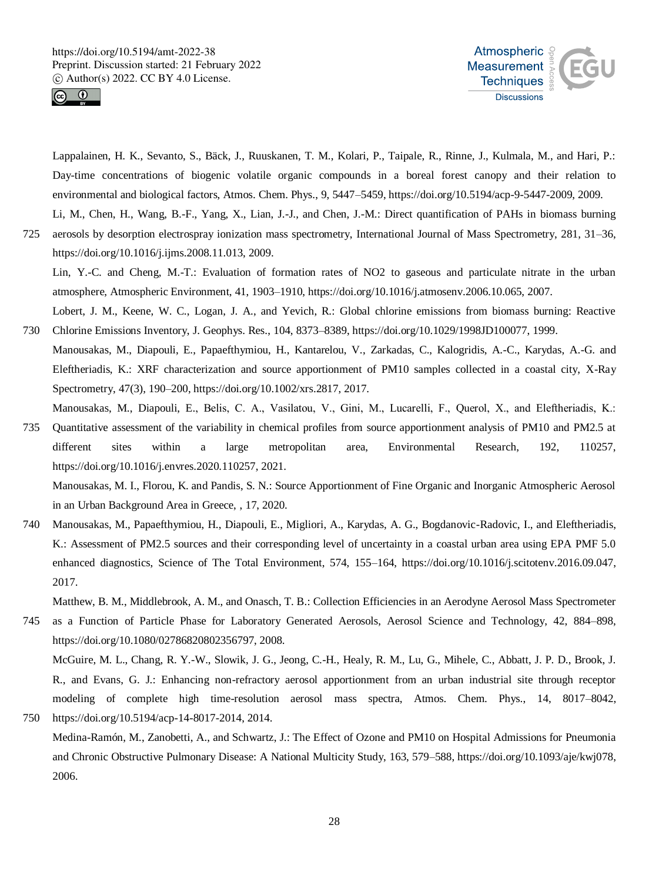Lappalainen, H. K., Sevanto, S., Bäck, J., Ruuskanen, T. M., Kolari, P., Taipale, R., Rinne, J., Kulmala, M., and Hari, P.: Day-time concentrations of biogenic volatile organic compounds in a boreal forest canopy and their relation to environmental and biological factors, Atmos. Chem. Phys., 9, 5447–5459, https://doi.org/10.5194/acp-9-5447-2009, 2009.

Li, M., Chen, H., Wang, B.-F., Yang, X., Lian, J.-J., and Chen, J.-M.: Direct quantification of PAHs in biomass burning aerosols by desorption electrospray ionization mass spectrometry, International Journal of Mass Spectrometry, 281, 31–36, https://doi.org/10.1016/j.ijms.2008.11.013, 2009.

Lin, Y.-C. and Cheng, M.-T.: Evaluation of formation rates of NO2 to gaseous and particulate nitrate in the urban atmosphere, Atmospheric Environment, 41, 1903–1910, https://doi.org/10.1016/j.atmosenv.2006.10.065, 2007.

Lobert, J. M., Keene, W. C., Logan, J. A., and Yevich, R.: Global chlorine emissions from biomass burning: Reactive Chlorine Emissions Inventory, J. Geophys. Res., 104, 8373–8389, https://doi.org/10.1029/1998JD100077, 1999.

Manousakas, M., Diapouli, E., Papaefthymiou, H., Kantarelou, V., Zarkadas, C., Kalogridis, A.-C., Karydas, A.-G. and Eleftheriadis, K.: XRF characterization and source apportionment of PM10 samples collected in a coastal city, X-Ray Spectrometry, 47(3), 190–200, https://doi.org/10.1002/xrs.2817, 2017.

Manousakas, M., Diapouli, E., Belis, C. A., Vasilatou, V., Gini, M., Lucarelli, F., Querol, X., and Eleftheriadis, K.: Quantitative assessment of the variability in chemical profiles from source apportionment analysis of PM10 and PM2.5 at different sites within a large metropolitan area, Environmental Research, 192, 110257, https://doi.org/10.1016/j.envres.2020.110257, 2021.

Manousakas, M. I., Florou, K. and Pandis, S. N.: Source Apportionment of Fine Organic and Inorganic Atmospheric Aerosol in an Urban Background Area in Greece, , 17, 2020.

Manousakas, M., Papaefthymiou, H., Diapouli, E., Migliori, A., Karydas, A. G., Bogdanovic-Radovic, I., and Eleftheriadis, K.: Assessment of PM2.5 sources and their corresponding level of uncertainty in a coastal urban area using EPA PMF 5.0 enhanced diagnostics, Science of The Total Environment, 574, 155–164, https://doi.org/10.1016/j.scitotenv.2016.09.047, 2017.

Matthew, B. M., Middlebrook, A. M., and Onasch, T. B.: Collection Efficiencies in an Aerodyne Aerosol Mass Spectrometer as a Function of Particle Phase for Laboratory Generated Aerosols, Aerosol Science and Technology, 42, 884–898, https://doi.org/10.1080/02786820802356797, 2008.

McGuire, M. L., Chang, R. Y.-W., Slowik, J. G., Jeong, C.-H., Healy, R. M., Lu, G., Mihele, C., Abbatt, J. P. D., Brook, J. R., and Evans, G. J.: Enhancing non-refractory aerosol apportionment from an urban industrial site through receptor modeling of complete high time-resolution aerosol mass spectra, Atmos. Chem. Phys., 14, 8017–8042, https://doi.org/10.5194/acp-14-8017-2014, 2014.

Medina-Ramón, M., Zanobetti, A., and Schwartz, J.: The Effect of Ozone and PM10 on Hospital Admissions for Pneumonia and Chronic Obstructive Pulmonary Disease: A National Multicity Study, 163, 579–588, https://doi.org/10.1093/aje/kwj078, 2006.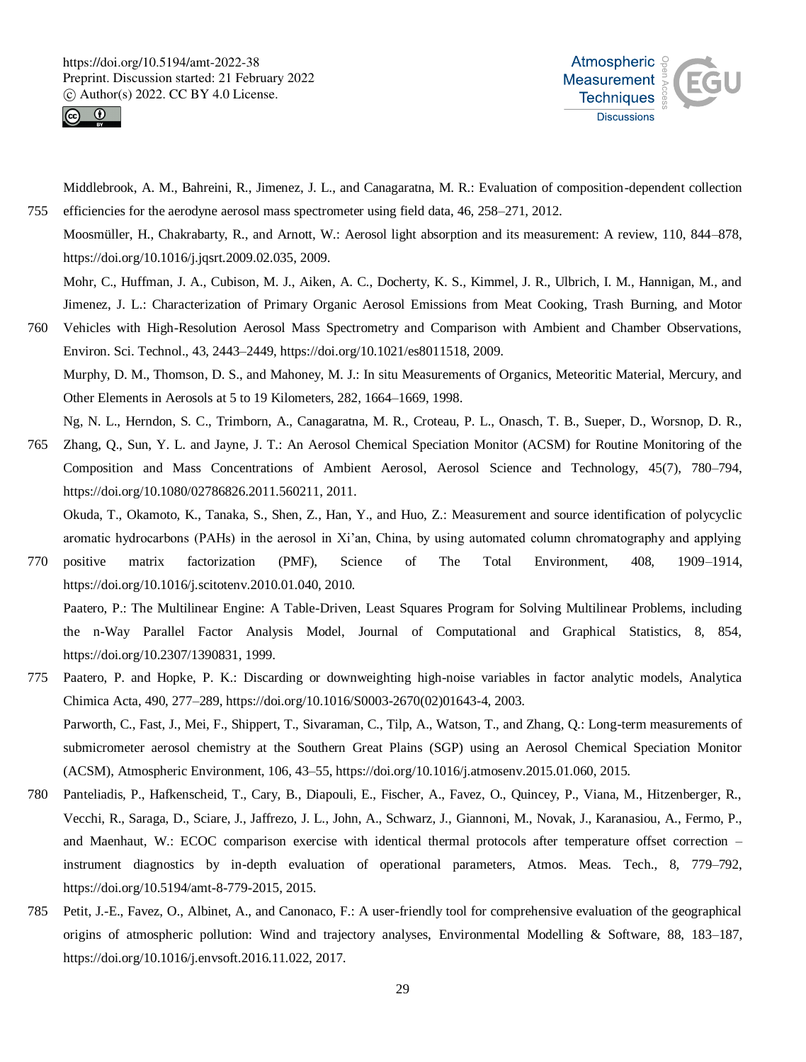Middlebrook, A. M., Bahreini, R., Jimenez, J. L., and Canagaratna, M. R.: Evaluation of composition-dependent collection efficiencies for the aerodyne aerosol mass spectrometer using field data, 46, 258–271, 2012.

Moosmüller, H., Chakrabarty, R., and Arnott, W.: Aerosol light absorption and its measurement: A review, 110, 844–878, https://doi.org/10.1016/j.jqsrt.2009.02.035, 2009.

Mohr, C., Huffman, J. A., Cubison, M. J., Aiken, A. C., Docherty, K. S., Kimmel, J. R., Ulbrich, I. M., Hannigan, M., and Jimenez, J. L.: Characterization of Primary Organic Aerosol Emissions from Meat Cooking, Trash Burning, and Motor Vehicles with High-Resolution Aerosol Mass Spectrometry and Comparison with Ambient and Chamber Observations, Environ. Sci. Technol., 43, 2443–2449, https://doi.org/10.1021/es8011518, 2009.

Murphy, D. M., Thomson, D. S., and Mahoney, M. J.: In situ Measurements of Organics, Meteoritic Material, Mercury, and Other Elements in Aerosols at 5 to 19 Kilometers, 282, 1664–1669, 1998.

Ng, N. L., Herndon, S. C., Trimborn, A., Canagaratna, M. R., Croteau, P. L., Onasch, T. B., Sueper, D., Worsnop, D. R., Zhang, Q., Sun, Y. L. and Jayne, J. T.: An Aerosol Chemical Speciation Monitor (ACSM) for Routine Monitoring of the Composition and Mass Concentrations of Ambient Aerosol, Aerosol Science and Technology, 45(7), 780–794, https://doi.org/10.1080/02786826.2011.560211, 2011.

Okuda, T., Okamoto, K., Tanaka, S., Shen, Z., Han, Y., and Huo, Z.: Measurement and source identification of polycyclic aromatic hydrocarbons (PAHs) in the aerosol in Xi'an, China, by using automated column chromatography and applying positive matrix factorization (PMF), Science of The Total Environment, 408, 1909–1914, https://doi.org/10.1016/j.scitotenv.2010.01.040, 2010.

Paatero, P.: The Multilinear Engine: A Table-Driven, Least Squares Program for Solving Multilinear Problems, including the n-Way Parallel Factor Analysis Model, Journal of Computational and Graphical Statistics, 8, 854, https://doi.org/10.2307/1390831, 1999.

Paatero, P. and Hopke, P. K.: Discarding or downweighting high-noise variables in factor analytic models, Analytica Chimica Acta, 490, 277–289, https://doi.org/10.1016/S0003-2670(02)01643-4, 2003.

Parworth, C., Fast, J., Mei, F., Shippert, T., Sivaraman, C., Tilp, A., Watson, T., and Zhang, Q.: Long-term measurements of submicrometer aerosol chemistry at the Southern Great Plains (SGP) using an Aerosol Chemical Speciation Monitor (ACSM), Atmospheric Environment, 106, 43–55, https://doi.org/10.1016/j.atmosenv.2015.01.060, 2015.

Panteliadis, P., Hafkenscheid, T., Cary, B., Diapouli, E., Fischer, A., Favez, O., Quincey, P., Viana, M., Hitzenberger, R., Vecchi, R., Saraga, D., Sciare, J., Jaffrezo, J. L., John, A., Schwarz, J., Giannoni, M., Novak, J., Karanasiou, A., Fermo, P., and Maenhaut, W.: ECOC comparison exercise with identical thermal protocols after temperature offset correction – instrument diagnostics by in-depth evaluation of operational parameters, Atmos. Meas. Tech., 8, 779–792, https://doi.org/10.5194/amt-8-779-2015, 2015.

Petit, J.-E., Favez, O., Albinet, A., and Canonaco, F.: A user-friendly tool for comprehensive evaluation of the geographical origins of atmospheric pollution: Wind and trajectory analyses, Environmental Modelling & Software, 88, 183–187, https://doi.org/10.1016/j.envsoft.2016.11.022, 2017.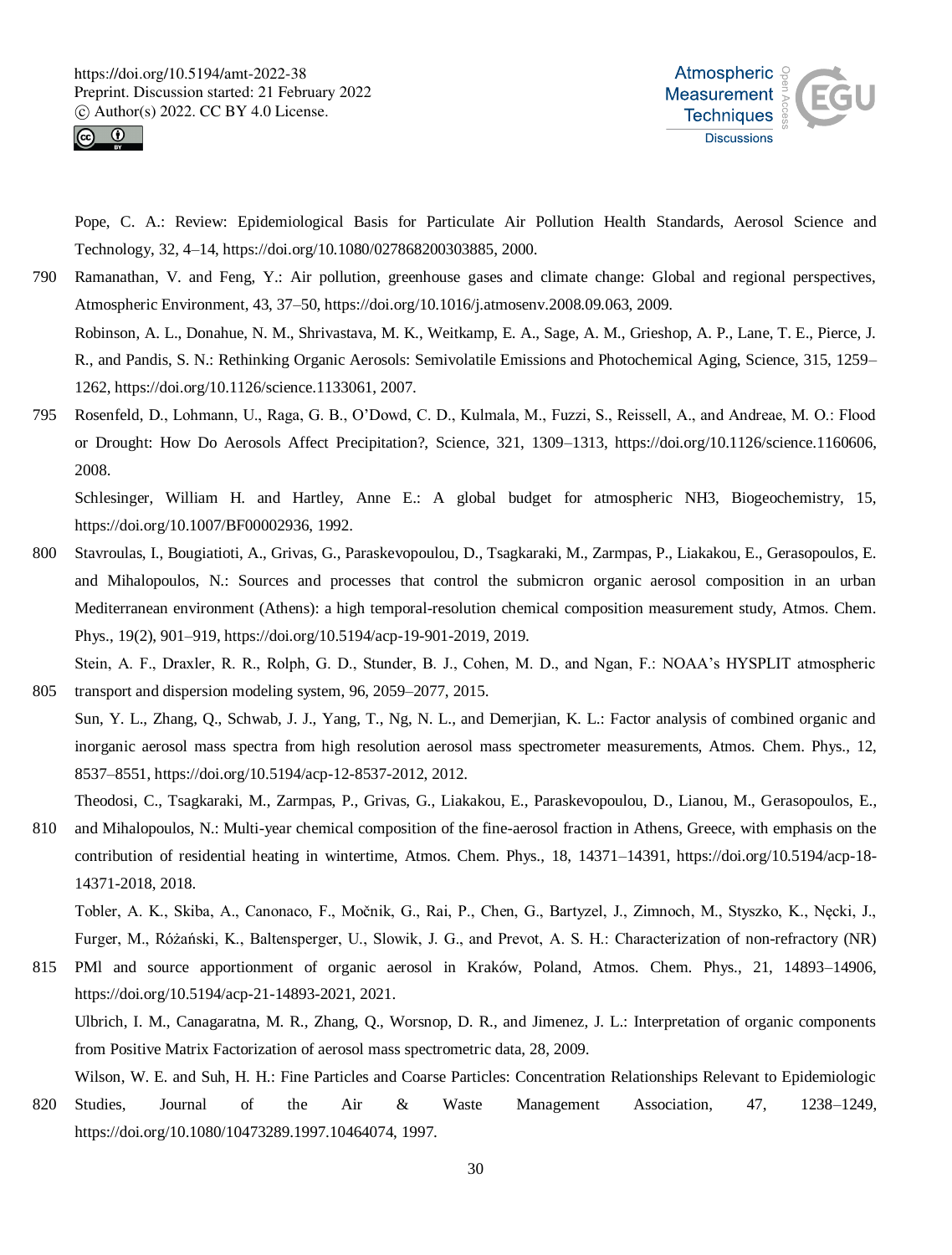Pope, C. A.: Review: Epidemiological Basis for Particulate Air Pollution Health Standards, Aerosol Science and Technology, 32, 4–14, https://doi.org/10.1080/027868200303885, 2000.

Ramanathan, V. and Feng, Y.: Air pollution, greenhouse gases and climate change: Global and regional perspectives, Atmospheric Environment, 43, 37–50, https://doi.org/10.1016/j.atmosenv.2008.09.063, 2009.

Robinson, A. L., Donahue, N. M., Shrivastava, M. K., Weitkamp, E. A., Sage, A. M., Grieshop, A. P., Lane, T. E., Pierce, J. R., and Pandis, S. N.: Rethinking Organic Aerosols: Semivolatile Emissions and Photochemical Aging, Science, 315, 1259–1262, https://doi.org/10.1126/science.1133061, 2007.

Rosenfeld, D., Lohmann, U., Raga, G. B., O'Dowd, C. D., Kulmala, M., Fuzzi, S., Reissell, A., and Andreae, M. O.: Flood or Drought: How Do Aerosols Affect Precipitation?, Science, 321, 1309–1313, https://doi.org/10.1126/science.1160606, 2008.

Schlesinger, William H. and Hartley, Anne E.: A global budget for atmospheric NH3, Biogeochemistry, 15, https://doi.org/10.1007/BF00002936, 1992.

Stavroulas, I., Bougiatioti, A., Grivas, G., Paraskevopoulou, D., Tsagkaraki, M., Zarmpas, P., Liakakou, E., Gerasopoulos, E. and Mihalopoulos, N.: Sources and processes that control the submicron organic aerosol composition in an urban Mediterranean environment (Athens): a high temporal-resolution chemical composition measurement study, Atmos. Chem. Phys., 19(2), 901–919, https://doi.org/10.5194/acp-19-901-2019, 2019.

Stein, A. F., Draxler, R. R., Rolph, G. D., Stunder, B. J., Cohen, M. D., and Ngan, F.: NOAA's HYSPLIT atmospheric transport and dispersion modeling system, 96, 2059–2077, 2015.

Sun, Y. L., Zhang, Q., Schwab, J. J., Yang, T., Ng, N. L., and Demerjian, K. L.: Factor analysis of combined organic and inorganic aerosol mass spectra from high resolution aerosol mass spectrometer measurements, Atmos. Chem. Phys., 12, 8537–8551, https://doi.org/10.5194/acp-12-8537-2012, 2012.

Theodosi, C., Tsagkaraki, M., Zarmpas, P., Grivas, G., Liakakou, E., Paraskevopoulou, D., Lianou, M., Gerasopoulos, E., and Mihalopoulos, N.: Multi-year chemical composition of the fine-aerosol fraction in Athens, Greece, with emphasis on the contribution of residential heating in wintertime, Atmos. Chem. Phys., 18, 14371–14391, https://doi.org/10.5194/acp-18-14371-2018, 2018.

Tobler, A. K., Skiba, A., Canonaco, F., Močnik, G., Rai, P., Chen, G., Bartyzel, J., Zimnoch, M., Styszko, K., Nęcki, J., Furger, M., Różański, K., Baltensperger, U., Slowik, J. G., and Prevot, A. S. H.: Characterization of non-refractory (NR) PMl and source apportionment of organic aerosol in Kraków, Poland, Atmos. Chem. Phys., 21, 14893–14906, https://doi.org/10.5194/acp-21-14893-2021, 2021.

Ulbrich, I. M., Canagaratna, M. R., Zhang, Q., Worsnop, D. R., and Jimenez, J. L.: Interpretation of organic components from Positive Matrix Factorization of aerosol mass spectrometric data, 28, 2009.

Wilson, W. E. and Suh, H. H.: Fine Particles and Coarse Particles: Concentration Relationships Relevant to Epidemiologic Studies, Journal of the Air & Waste Management Association, 47, 1238–1249, https://doi.org/10.1080/10473289.1997.10464074, 1997.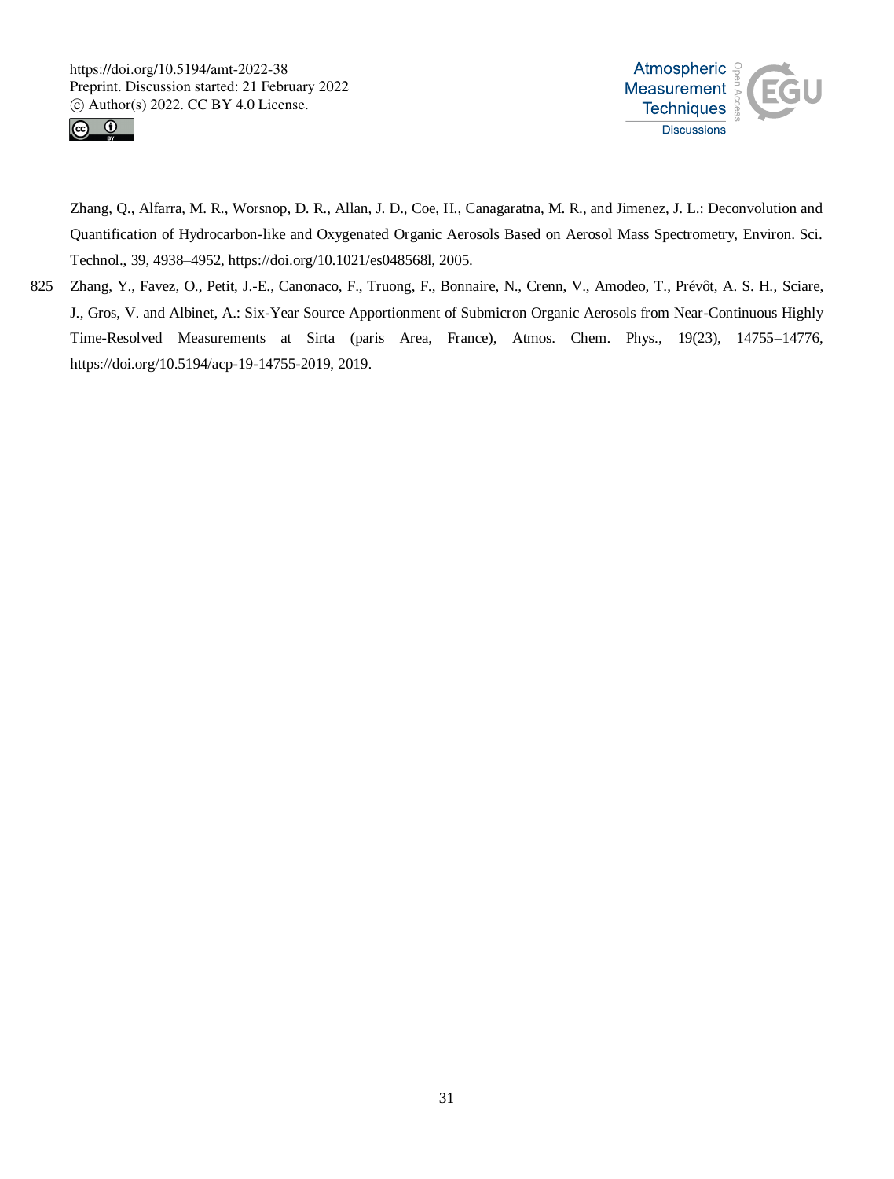Zhang, Q., Alfarra, M. R., Worsnop, D. R., Allan, J. D., Coe, H., Canagaratna, M. R., and Jimenez, J. L.: Deconvolution and Quantification of Hydrocarbon-like and Oxygenated Organic Aerosols Based on Aerosol Mass Spectrometry, Environ. Sci. Technol., 39, 4938–4952, https://doi.org/10.1021/es048568l, 2005.

825 Zhang, Y., Favez, O., Petit, J.-E., Canonaco, F., Truong, F., Bonnaire, N., Crenn, V., Amodeo, T., Prévôt, A. S. H., Sciare, J., Gros, V. and Albinet, A.: Six-Year Source Apportionment of Submicron Organic Aerosols from Near-Continuous Highly Time-Resolved Measurements at Sirta (paris Area, France), Atmos. Chem. Phys., 19(23), 14755–14776, https://doi.org/10.5194/acp-19-14755-2019, 2019.